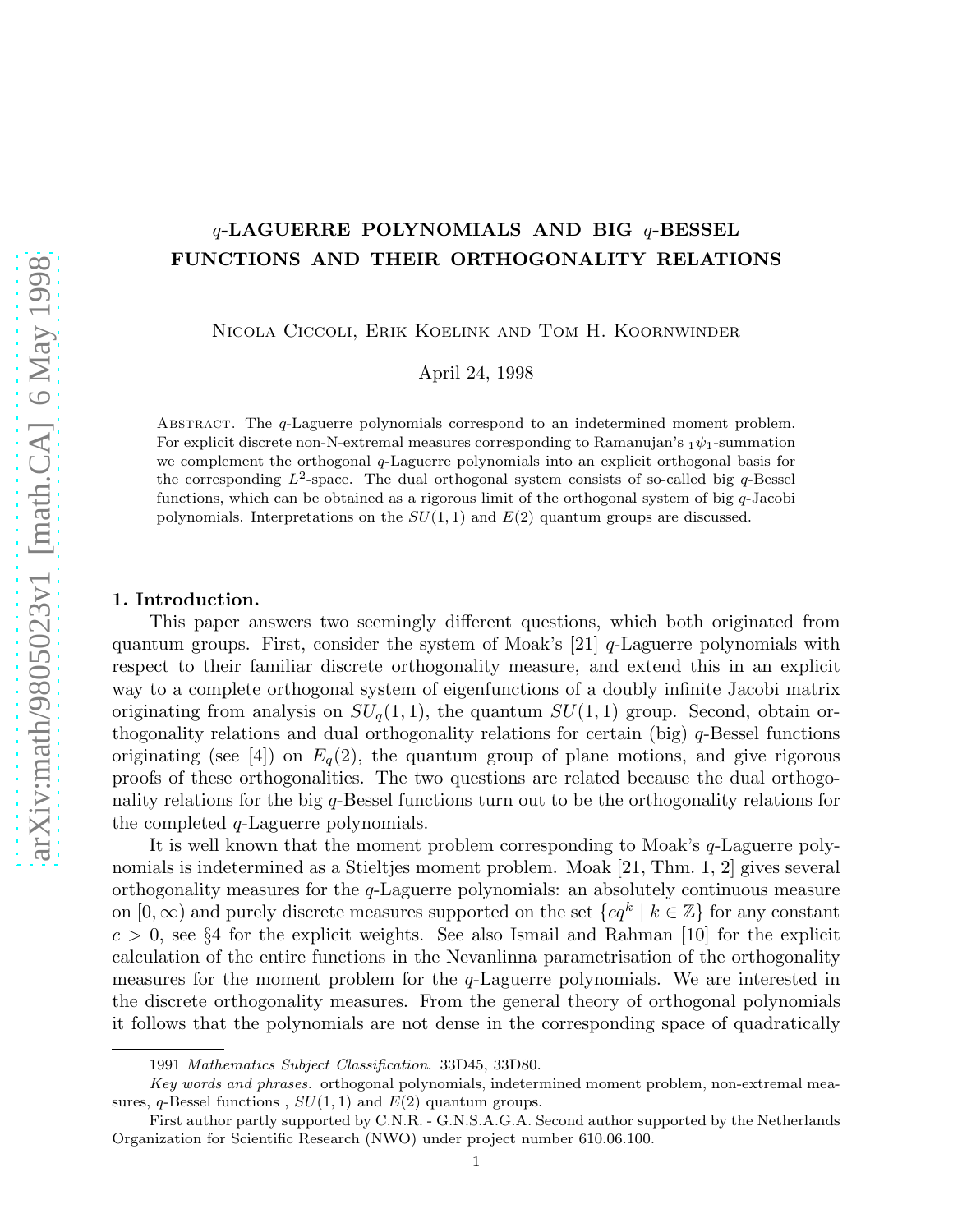# $q$-LAGUERRE POLYNOMIALS AND BIG $q$-BESSEL FUNCTIONS AND THEIR ORTHOGONALITY RELATIONS

Nicola Ciccoli, Erik Koelink and Tom H. Koornwinder

April 24, 1998

Abstract. The $q$-Laguerre polynomials correspond to an indetermined moment problem. For explicit discrete non-N-extremal measures corresponding to Ramanujan's ${}_1\psi_1$-summation we complement the orthogonal $q$-Laguerre polynomials into an explicit orthogonal basis for the corresponding $L^2$-space. The dual orthogonal system consists of so-called big $q$-Bessel functions, which can be obtained as a rigorous limit of the orthogonal system of big $q$-Jacobi polynomials. Interpretations on the $SU(1,1)$ and $E(2)$ quantum groups are discussed.

## 1. Introduction.

This paper answers two seemingly different questions, which both originated from quantum groups. First, consider the system of Moak's [21] $q$-Laguerre polynomials with respect to their familiar discrete orthogonality measure, and extend this in an explicit way to a complete orthogonal system of eigenfunctions of a doubly infinite Jacobi matrix originating from analysis on $SU_q(1,1)$, the quantum $SU(1,1)$ group. Second, obtain orthogonality relations and dual orthogonality relations for certain (big) $q$-Bessel functions originating (see [4]) on $E_q(2)$, the quantum group of plane motions, and give rigorous proofs of these orthogonalities. The two questions are related because the dual orthogonality relations for the big $q$-Bessel functions turn out to be the orthogonality relations for the completed $q$-Laguerre polynomials.

It is well known that the moment problem corresponding to Moak's $q$-Laguerre polynomials is indetermined as a Stieltjes moment problem. Moak [21, Thm. 1, 2] gives several orthogonality measures for the $q$-Laguerre polynomials: an absolutely continuous measure on $[0,\infty)$ and purely discrete measures supported on the set $\{cq^k \mid k \in \mathbb{Z}\}$ for any constant $c > 0$, see §4 for the explicit weights. See also Ismail and Rahman [10] for the explicit calculation of the entire functions in the Nevanlinna parametrisation of the orthogonality measures for the moment problem for the $q$-Laguerre polynomials. We are interested in the discrete orthogonality measures. From the general theory of orthogonal polynomials it follows that the polynomials are not dense in the corresponding space of quadratically

---

1991 *Mathematics Subject Classification*. 33D45, 33D80.

*Key words and phrases.* orthogonal polynomials, indetermined moment problem, non-extremal measures, $q$-Bessel functions , $SU(1,1)$ and $E(2)$ quantum groups.

First author partly supported by C.N.R. - G.N.S.A.G.A. Second author supported by the Netherlands Organization for Scientific Research (NWO) under project number 610.06.100.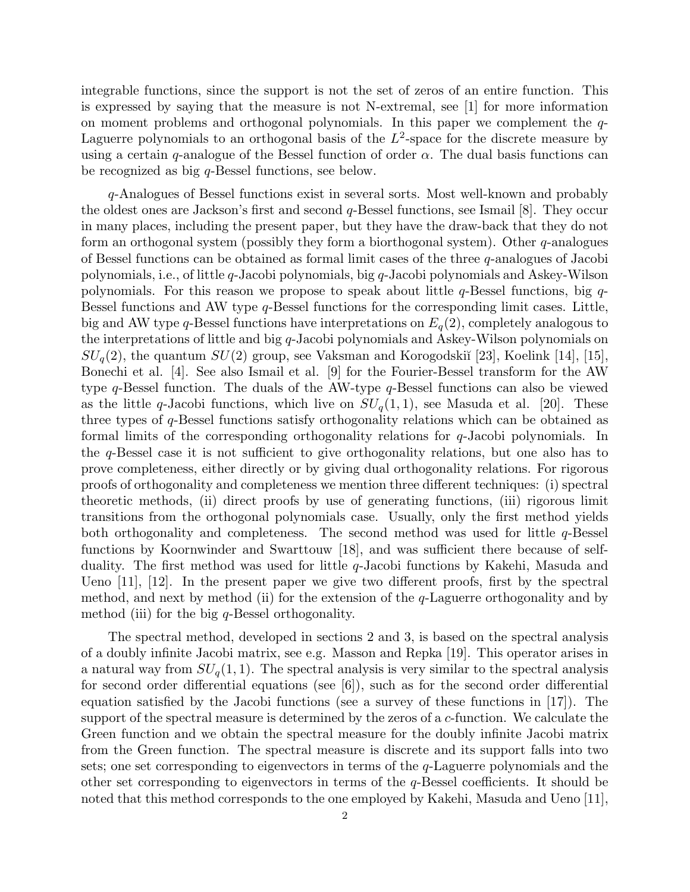integrable functions, since the support is not the set of zeros of an entire function. This is expressed by saying that the measure is not N-extremal, see [1] for more information on moment problems and orthogonal polynomials. In this paper we complement the $q$-Laguerre polynomials to an orthogonal basis of the $L^2$-space for the discrete measure by using a certain $q$-analogue of the Bessel function of order $\alpha$. The dual basis functions can be recognized as big $q$-Bessel functions, see below.

$q$-Analogues of Bessel functions exist in several sorts. Most well-known and probably the oldest ones are Jackson's first and second $q$-Bessel functions, see Ismail [8]. They occur in many places, including the present paper, but they have the draw-back that they do not form an orthogonal system (possibly they form a biorthogonal system). Other $q$-analogues of Bessel functions can be obtained as formal limit cases of the three $q$-analogues of Jacobi polynomials, i.e., of little $q$-Jacobi polynomials, big $q$-Jacobi polynomials and Askey-Wilson polynomials. For this reason we propose to speak about little $q$-Bessel functions, big $q$-Bessel functions and AW type $q$-Bessel functions for the corresponding limit cases. Little, big and AW type $q$-Bessel functions have interpretations on $E_q(2)$, completely analogous to the interpretations of little and big $q$-Jacobi polynomials and Askey-Wilson polynomials on $SU_q(2)$, the quantum $SU(2)$ group, see Vaksman and Korogodskiĭ [23], Koelink [14], [15], Bonechi et al. [4]. See also Ismail et al. [9] for the Fourier-Bessel transform for the AW type $q$-Bessel function. The duals of the AW-type $q$-Bessel functions can also be viewed as the little $q$-Jacobi functions, which live on $SU_q(1,1)$, see Masuda et al. [20]. These three types of $q$-Bessel functions satisfy orthogonality relations which can be obtained as formal limits of the corresponding orthogonality relations for $q$-Jacobi polynomials. In the $q$-Bessel case it is not sufficient to give orthogonality relations, but one also has to prove completeness, either directly or by giving dual orthogonality relations. For rigorous proofs of orthogonality and completeness we mention three different techniques: (i) spectral theoretic methods, (ii) direct proofs by use of generating functions, (iii) rigorous limit transitions from the orthogonal polynomials case. Usually, only the first method yields both orthogonality and completeness. The second method was used for little $q$-Bessel functions by Koornwinder and Swarttouw [18], and was sufficient there because of self-duality. The first method was used for little $q$-Jacobi functions by Kakehi, Masuda and Ueno [11], [12]. In the present paper we give two different proofs, first by the spectral method, and next by method (ii) for the extension of the $q$-Laguerre orthogonality and by method (iii) for the big $q$-Bessel orthogonality.

The spectral method, developed in sections 2 and 3, is based on the spectral analysis of a doubly infinite Jacobi matrix, see e.g. Masson and Repka [19]. This operator arises in a natural way from $SU_q(1,1)$. The spectral analysis is very similar to the spectral analysis for second order differential equations (see [6]), such as for the second order differential equation satisfied by the Jacobi functions (see a survey of these functions in [17]). The support of the spectral measure is determined by the zeros of a $c$-function. We calculate the Green function and we obtain the spectral measure for the doubly infinite Jacobi matrix from the Green function. The spectral measure is discrete and its support falls into two sets; one set corresponding to eigenvectors in terms of the $q$-Laguerre polynomials and the other set corresponding to eigenvectors in terms of the $q$-Bessel coefficients. It should be noted that this method corresponds to the one employed by Kakehi, Masuda and Ueno [11],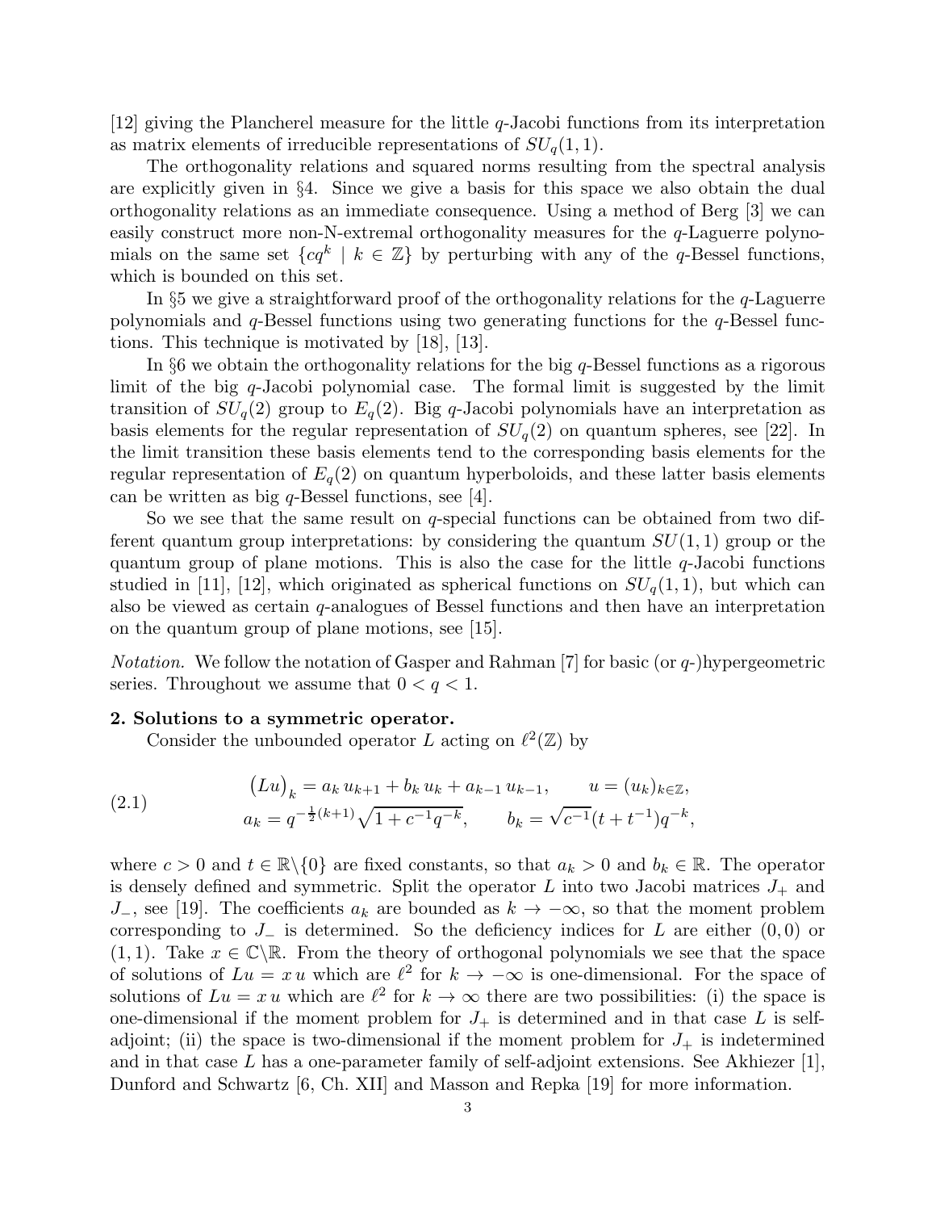[12] giving the Plancherel measure for the little $q$-Jacobi functions from its interpretation as matrix elements of irreducible representations of $SU_q(1,1)$.

The orthogonality relations and squared norms resulting from the spectral analysis are explicitly given in §4. Since we give a basis for this space we also obtain the dual orthogonality relations as an immediate consequence. Using a method of Berg [3] we can easily construct more non-N-extremal orthogonality measures for the $q$-Laguerre polynomials on the same set $\{cq^k \mid k \in \mathbb{Z}\}$ by perturbing with any of the $q$-Bessel functions, which is bounded on this set.

In §5 we give a straightforward proof of the orthogonality relations for the $q$-Laguerre polynomials and $q$-Bessel functions using two generating functions for the $q$-Bessel functions. This technique is motivated by [18], [13].

In §6 we obtain the orthogonality relations for the big $q$-Bessel functions as a rigorous limit of the big $q$-Jacobi polynomial case. The formal limit is suggested by the limit transition of $SU_q(2)$ group to $E_q(2)$. Big $q$-Jacobi polynomials have an interpretation as basis elements for the regular representation of $SU_q(2)$ on quantum spheres, see [22]. In the limit transition these basis elements tend to the corresponding basis elements for the regular representation of $E_q(2)$ on quantum hyperboloids, and these latter basis elements can be written as big $q$-Bessel functions, see [4].

So we see that the same result on $q$-special functions can be obtained from two different quantum group interpretations: by considering the quantum $SU(1,1)$ group or the quantum group of plane motions. This is also the case for the little $q$-Jacobi functions studied in [11], [12], which originated as spherical functions on $SU_q(1,1)$, but which can also be viewed as certain $q$-analogues of Bessel functions and then have an interpretation on the quantum group of plane motions, see [15].

*Notation.* We follow the notation of Gasper and Rahman [7] for basic (or $q$-)hypergeometric series. Throughout we assume that $0 < q < 1$.

## 2. Solutions to a symmetric operator.

Consider the unbounded operator $L$ acting on $\ell^2(\mathbb{Z})$ by

$$
\begin{aligned}
\big(Lu\big)_k &= a_k\, u_{k+1} + b_k\, u_k + a_{k-1}\, u_{k-1}, \qquad u = (u_k)_{k\in\mathbb{Z}}, \\
a_k &= q^{-\frac{1}{2}(k+1)}\sqrt{1+c^{-1}q^{-k}}, \qquad b_k = \sqrt{c^{-1}}(t+t^{-1})q^{-k},
\end{aligned}
\tag{2.1}
$$

where $c > 0$ and $t \in \mathbb{R}\backslash\{0\}$ are fixed constants, so that $a_k > 0$ and $b_k \in \mathbb{R}$. The operator is densely defined and symmetric. Split the operator $L$ into two Jacobi matrices $J_+$ and $J_-$, see [19]. The coefficients $a_k$ are bounded as $k \to -\infty$, so that the moment problem corresponding to $J_-$ is determined. So the deficiency indices for $L$ are either $(0,0)$ or $(1,1)$. Take $x \in \mathbb{C}\backslash\mathbb{R}$. From the theory of orthogonal polynomials we see that the space of solutions of $Lu = x\,u$ which are $\ell^2$ for $k \to -\infty$ is one-dimensional. For the space of solutions of $Lu = x\,u$ which are $\ell^2$ for $k \to \infty$ there are two possibilities: (i) the space is one-dimensional if the moment problem for $J_+$ is determined and in that case $L$ is self-adjoint; (ii) the space is two-dimensional if the moment problem for $J_+$ is indetermined and in that case $L$ has a one-parameter family of self-adjoint extensions. See Akhiezer [1], Dunford and Schwartz [6, Ch. XII] and Masson and Repka [19] for more information.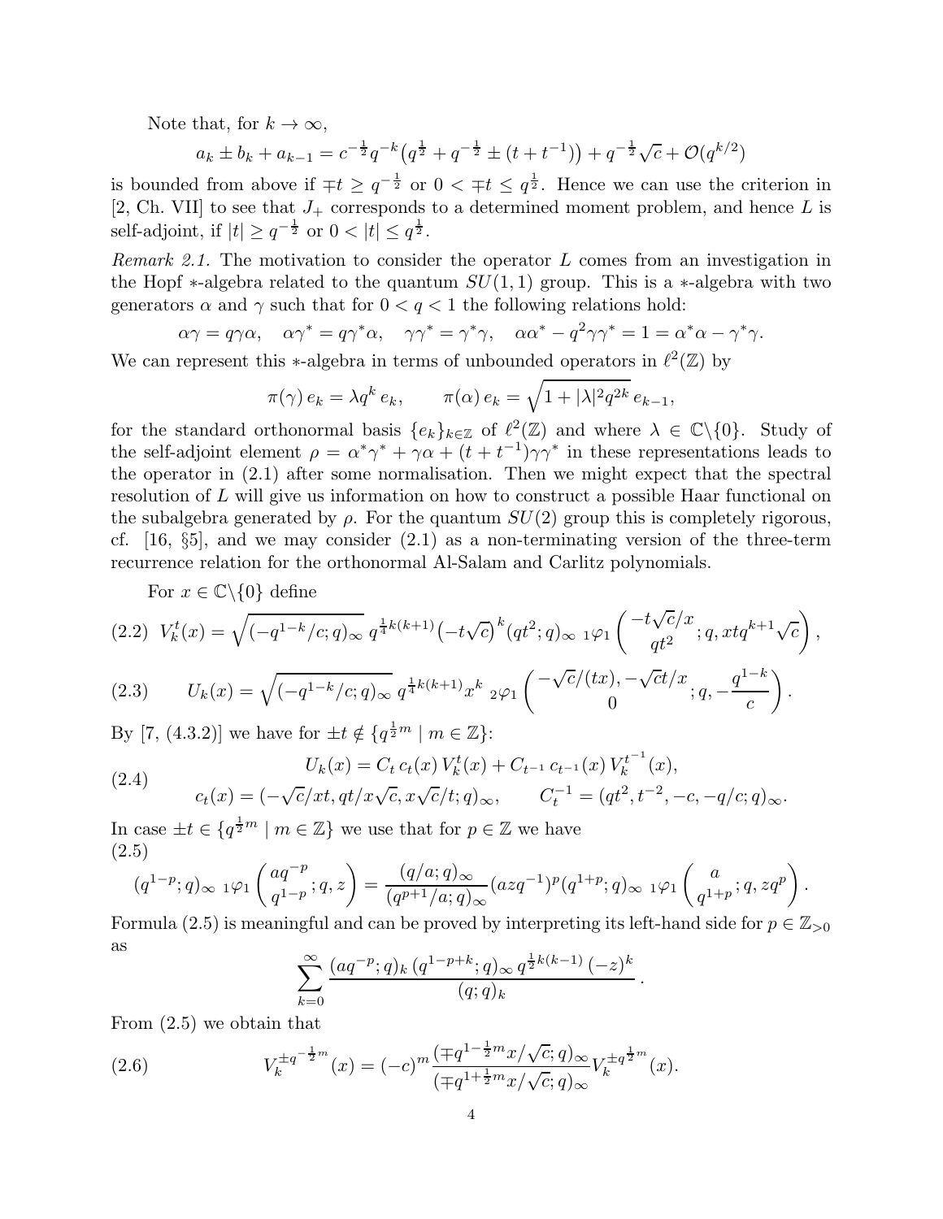Note that, for $k \to \infty$,

$$a_k \pm b_k + a_{k-1} = c^{-\frac{1}{2}} q^{-k}\big(q^{\frac{1}{2}} + q^{-\frac{1}{2}} \pm (t+t^{-1})\big) + q^{-\frac{1}{2}}\sqrt{c} + \mathcal{O}(q^{k/2})$$

is bounded from above if $\mp t \geq q^{-\frac{1}{2}}$ or $0 < \mp t \leq q^{\frac{1}{2}}$. Hence we can use the criterion in [2, Ch. VII] to see that $J_+$ corresponds to a determined moment problem, and hence $L$ is self-adjoint, if $|t| \geq q^{-\frac{1}{2}}$ or $0 < |t| \leq q^{\frac{1}{2}}$.

*Remark 2.1.* The motivation to consider the operator $L$ comes from an investigation in the Hopf $*$-algebra related to the quantum $SU(1,1)$ group. This is a $*$-algebra with two generators $\alpha$ and $\gamma$ such that for $0 < q < 1$ the following relations hold:

$$\alpha\gamma = q\gamma\alpha, \quad \alpha\gamma^* = q\gamma^*\alpha, \quad \gamma\gamma^* = \gamma^*\gamma, \quad \alpha\alpha^* - q^2\gamma\gamma^* = 1 = \alpha^*\alpha - \gamma^*\gamma.$$

We can represent this $*$-algebra in terms of unbounded operators in $\ell^2(\mathbb{Z})$ by

$$\pi(\gamma)\, e_k = \lambda q^k\, e_k, \qquad \pi(\alpha)\, e_k = \sqrt{1+|\lambda|^2 q^{2k}}\, e_{k-1},$$

for the standard orthonormal basis $\{e_k\}_{k\in\mathbb{Z}}$ of $\ell^2(\mathbb{Z})$ and where $\lambda \in \mathbb{C}\backslash\{0\}$. Study of the self-adjoint element $\rho = \alpha^*\gamma^* + \gamma\alpha + (t+t^{-1})\gamma\gamma^*$ in these representations leads to the operator in (2.1) after some normalisation. Then we might expect that the spectral resolution of $L$ will give us information on how to construct a possible Haar functional on the subalgebra generated by $\rho$. For the quantum $SU(2)$ group this is completely rigorous, cf. [16, §5], and we may consider (2.1) as a non-terminating version of the three-term recurrence relation for the orthonormal Al-Salam and Carlitz polynomials.

For $x \in \mathbb{C}\backslash\{0\}$ define

$$V_k^t(x) = \sqrt{(-q^{1-k}/c;q)_\infty}\; q^{\frac{1}{4}k(k+1)}\big(-t\sqrt{c}\big)^k (qt^2;q)_\infty\; {}_1\varphi_1\left(\begin{matrix} -t\sqrt{c}/x \\ qt^2 \end{matrix}; q, xtq^{k+1}\sqrt{c}\right), \tag{2.2}$$

$$U_k(x) = \sqrt{(-q^{1-k}/c;q)_\infty}\; q^{\frac{1}{4}k(k+1)} x^k\; {}_2\varphi_1\left(\begin{matrix} -\sqrt{c}/(tx), -\sqrt{c}t/x \\ 0 \end{matrix}; q, -\frac{q^{1-k}}{c}\right). \tag{2.3}$$

By [7, (4.3.2)] we have for $\pm t \notin \{q^{\frac{1}{2}m} \mid m \in \mathbb{Z}\}$:

$$\begin{aligned} U_k(x) &= C_t\, c_t(x)\, V_k^t(x) + C_{t^{-1}}\, c_{t^{-1}}(x)\, V_k^{t^{-1}}(x), \\ c_t(x) &= (-\sqrt{c}/xt, qt/x\sqrt{c}, x\sqrt{c}/t;q)_\infty, \qquad C_t^{-1} = (qt^2, t^{-2}, -c, -q/c;q)_\infty. \end{aligned} \tag{2.4}$$

In case $\pm t \in \{q^{\frac{1}{2}m} \mid m \in \mathbb{Z}\}$ we use that for $p \in \mathbb{Z}$ we have

$$(q^{1-p};q)_\infty\; {}_1\varphi_1\left(\begin{matrix} aq^{-p} \\ q^{1-p} \end{matrix}; q, z\right) = \frac{(q/a;q)_\infty}{(q^{p+1}/a;q)_\infty}(azq^{-1})^p (q^{1+p};q)_\infty\; {}_1\varphi_1\left(\begin{matrix} a \\ q^{1+p} \end{matrix}; q, zq^p\right). \tag{2.5}$$

Formula (2.5) is meaningful and can be proved by interpreting its left-hand side for $p \in \mathbb{Z}_{>0}$ as

$$\sum_{k=0}^{\infty} \frac{(aq^{-p};q)_k\, (q^{1-p+k};q)_\infty\, q^{\frac{1}{2}k(k-1)}\, (-z)^k}{(q;q)_k}.$$

From (2.5) we obtain that

$$V_k^{\pm q^{-\frac{1}{2}m}}(x) = (-c)^m \frac{(\mp q^{1-\frac{1}{2}m} x/\sqrt{c};q)_\infty}{(\mp q^{1+\frac{1}{2}m} x/\sqrt{c};q)_\infty} V_k^{\pm q^{\frac{1}{2}m}}(x). \tag{2.6}$$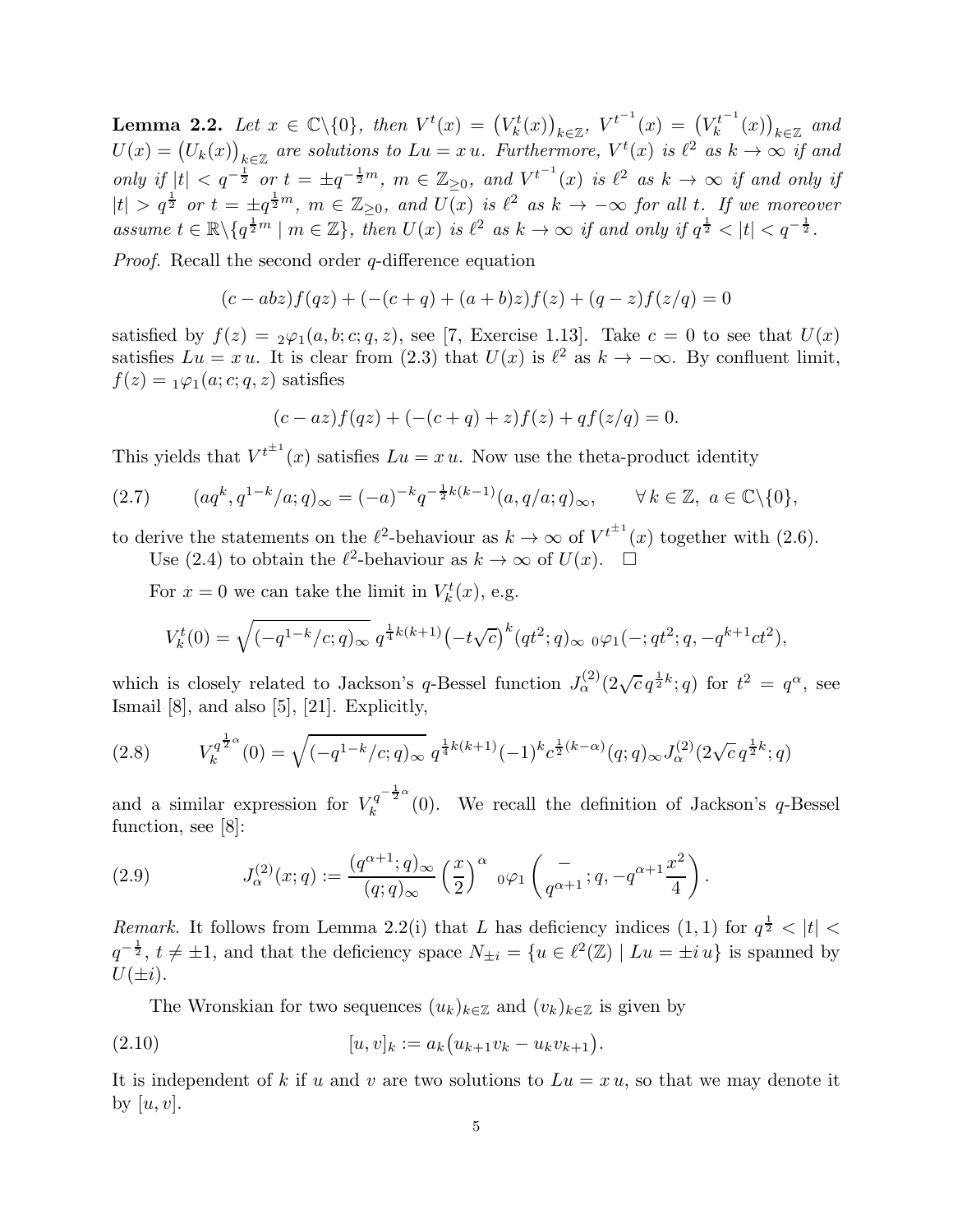**Lemma 2.2.** *Let $x \in \mathbb{C}\backslash\{0\}$, then $V^t(x) = \big(V^t_k(x)\big)_{k\in\mathbb{Z}}$, $V^{t^{-1}}(x) = \big(V^{t^{-1}}_k(x)\big)_{k\in\mathbb{Z}}$ and $U(x) = \big(U_k(x)\big)_{k\in\mathbb{Z}}$ are solutions to $Lu = x\,u$. Furthermore, $V^t(x)$ is $\ell^2$ as $k\to\infty$ if and only if $|t| < q^{-\frac{1}{2}}$ or $t = \pm q^{-\frac{1}{2}m}$, $m \in \mathbb{Z}_{\geq 0}$, and $V^{t^{-1}}(x)$ is $\ell^2$ as $k \to \infty$ if and only if $|t| > q^{\frac{1}{2}}$ or $t = \pm q^{\frac{1}{2}m}$, $m \in \mathbb{Z}_{\geq 0}$, and $U(x)$ is $\ell^2$ as $k \to -\infty$ for all $t$. If we moreover assume $t \in \mathbb{R}\backslash\{q^{\frac{1}{2}m} \mid m \in \mathbb{Z}\}$, then $U(x)$ is $\ell^2$ as $k\to\infty$ if and only if $q^{\frac{1}{2}} < |t| < q^{-\frac{1}{2}}$.*

*Proof.* Recall the second order $q$-difference equation

$$(c - abz)f(qz) + (-(c+q) + (a+b)z)f(z) + (q-z)f(z/q) = 0$$

satisfied by $f(z) = {}_2\varphi_1(a,b;c;q,z)$, see [7, Exercise 1.13]. Take $c = 0$ to see that $U(x)$ satisfies $Lu = x\,u$. It is clear from (2.3) that $U(x)$ is $\ell^2$ as $k \to -\infty$. By confluent limit, $f(z) = {}_1\varphi_1(a;c;q,z)$ satisfies

$$(c - az)f(qz) + (-(c+q) + z)f(z) + qf(z/q) = 0.$$

This yields that $V^{t^{\pm 1}}(x)$ satisfies $Lu = x\,u$. Now use the theta-product identity

$$(aq^k, q^{1-k}/a;q)_\infty = (-a)^{-k}q^{-\frac{1}{2}k(k-1)}(a, q/a;q)_\infty, \qquad \forall\, k\in\mathbb{Z},\ a \in \mathbb{C}\backslash\{0\}, \tag{2.7}$$

to derive the statements on the $\ell^2$-behaviour as $k\to\infty$ of $V^{t^{\pm1}}(x)$ together with (2.6).

Use (2.4) to obtain the $\ell^2$-behaviour as $k \to \infty$ of $U(x)$. $\square$

For $x = 0$ we can take the limit in $V^t_k(x)$, e.g.

$$V^t_k(0) = \sqrt{(-q^{1-k}/c;q)_\infty}\, q^{\frac{1}{4}k(k+1)}\big(-t\sqrt{c}\big)^k (qt^2;q)_\infty\ {}_0\varphi_1(-;qt^2;q,-q^{k+1}ct^2),$$

which is closely related to Jackson's $q$-Bessel function $J^{(2)}_\alpha(2\sqrt{c}\,q^{\frac{1}{2}k};q)$ for $t^2 = q^\alpha$, see Ismail [8], and also [5], [21]. Explicitly,

$$V^{q^{\frac{1}{2}\alpha}}_k(0) = \sqrt{(-q^{1-k}/c;q)_\infty}\, q^{\frac{1}{4}k(k+1)}(-1)^k c^{\frac{1}{2}(k-\alpha)}(q;q)_\infty J^{(2)}_\alpha(2\sqrt{c}\,q^{\frac{1}{2}k};q) \tag{2.8}$$

and a similar expression for $V^{q^{-\frac{1}{2}\alpha}}_k(0)$. We recall the definition of Jackson's $q$-Bessel function, see [8]:

$$J^{(2)}_\alpha(x;q) := \frac{(q^{\alpha+1};q)_\infty}{(q;q)_\infty}\left(\frac{x}{2}\right)^\alpha\ {}_0\varphi_1\left(\begin{matrix} - \\ q^{\alpha+1}\end{matrix};q,-q^{\alpha+1}\frac{x^2}{4}\right). \tag{2.9}$$

*Remark.* It follows from Lemma 2.2(i) that $L$ has deficiency indices $(1,1)$ for $q^{\frac{1}{2}} < |t| < q^{-\frac{1}{2}}$, $t \neq \pm 1$, and that the deficiency space $N_{\pm i} = \{u \in \ell^2(\mathbb{Z}) \mid Lu = \pm i\,u\}$ is spanned by $U(\pm i)$.

The Wronskian for two sequences $(u_k)_{k\in\mathbb{Z}}$ and $(v_k)_{k\in\mathbb{Z}}$ is given by

$$[u,v]_k := a_k\big(u_{k+1}v_k - u_kv_{k+1}\big). \tag{2.10}$$

It is independent of $k$ if $u$ and $v$ are two solutions to $Lu = x\,u$, so that we may denote it by $[u,v]$.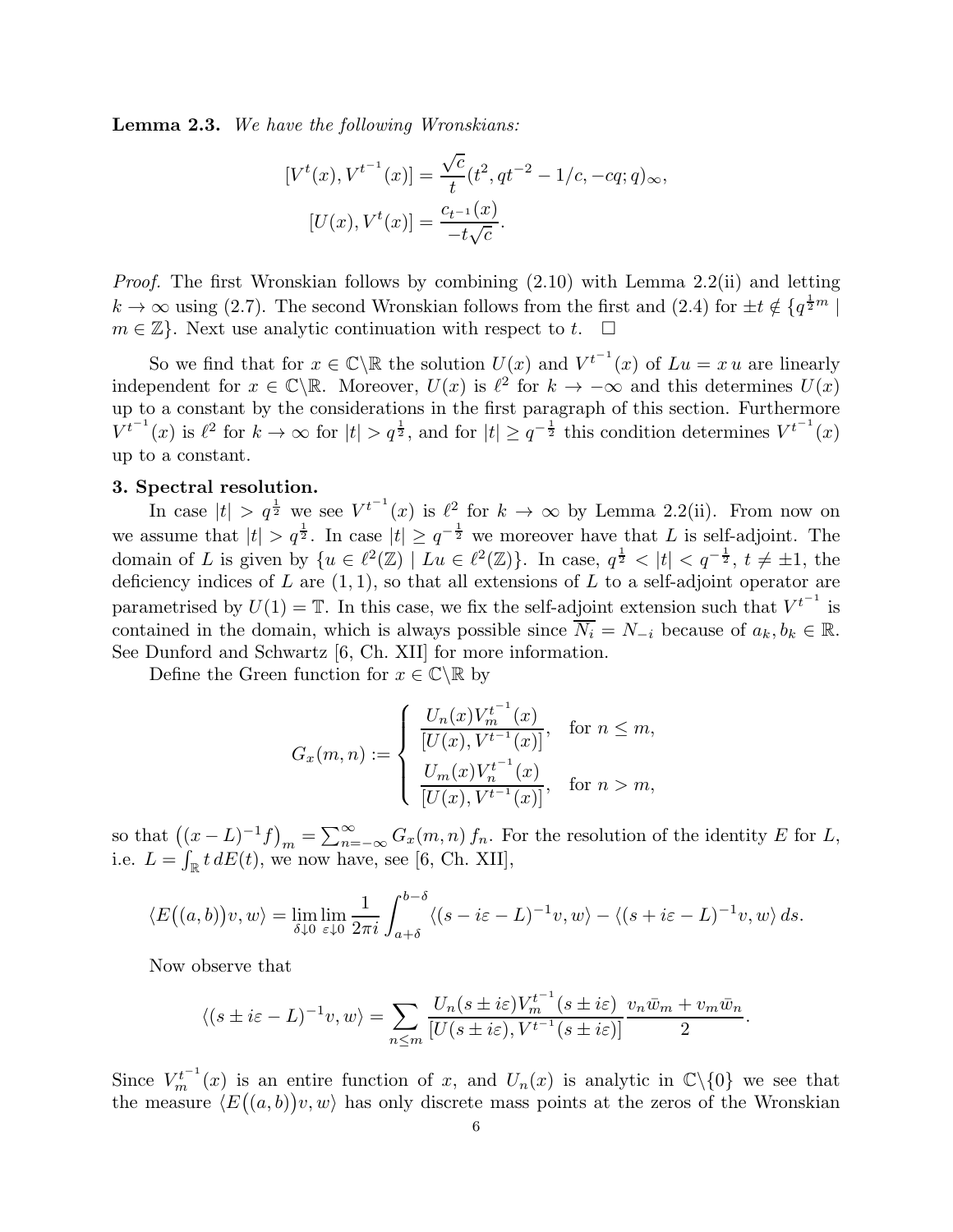**Lemma 2.3.** *We have the following Wronskians:*

$$[V^t(x), V^{t^{-1}}(x)] = \frac{\sqrt{c}}{t}(t^2, qt^{-2} - 1/c, -cq; q)_\infty,$$

$$[U(x), V^t(x)] = \frac{c_{t^{-1}}(x)}{-t\sqrt{c}}.$$

*Proof.* The first Wronskian follows by combining (2.10) with Lemma 2.2(ii) and letting $k \to \infty$ using (2.7). The second Wronskian follows from the first and (2.4) for $\pm t \notin \{q^{\frac{1}{2}m} \mid m \in \mathbb{Z}\}$. Next use analytic continuation with respect to $t$. $\square$

So we find that for $x \in \mathbb{C}\backslash\mathbb{R}$ the solution $U(x)$ and $V^{t^{-1}}(x)$ of $Lu = x\,u$ are linearly independent for $x \in \mathbb{C}\backslash\mathbb{R}$. Moreover, $U(x)$ is $\ell^2$ for $k \to -\infty$ and this determines $U(x)$ up to a constant by the considerations in the first paragraph of this section. Furthermore $V^{t^{-1}}(x)$ is $\ell^2$ for $k \to \infty$ for $|t| > q^{\frac{1}{2}}$, and for $|t| \geq q^{-\frac{1}{2}}$ this condition determines $V^{t^{-1}}(x)$ up to a constant.

**3. Spectral resolution.**

In case $|t| > q^{\frac{1}{2}}$ we see $V^{t^{-1}}(x)$ is $\ell^2$ for $k \to \infty$ by Lemma 2.2(ii). From now on we assume that $|t| > q^{\frac{1}{2}}$. In case $|t| \geq q^{-\frac{1}{2}}$ we moreover have that $L$ is self-adjoint. The domain of $L$ is given by $\{u \in \ell^2(\mathbb{Z}) \mid Lu \in \ell^2(\mathbb{Z})\}$. In case, $q^{\frac{1}{2}} < |t| < q^{-\frac{1}{2}}$, $t \neq \pm 1$, the deficiency indices of $L$ are $(1,1)$, so that all extensions of $L$ to a self-adjoint operator are parametrised by $U(1) = \mathbb{T}$. In this case, we fix the self-adjoint extension such that $V^{t^{-1}}$ is contained in the domain, which is always possible since $\overline{N_i} = N_{-i}$ because of $a_k, b_k \in \mathbb{R}$. See Dunford and Schwartz [6, Ch. XII] for more information.

Define the Green function for $x \in \mathbb{C}\backslash\mathbb{R}$ by

$$G_x(m,n) := \begin{cases} \dfrac{U_n(x) V_m^{t^{-1}}(x)}{[U(x), V^{t^{-1}}(x)]}, & \text{for } n \leq m, \\[2ex] \dfrac{U_m(x) V_n^{t^{-1}}(x)}{[U(x), V^{t^{-1}}(x)]}, & \text{for } n > m, \end{cases}$$

so that $\big((x-L)^{-1}f\big)_m = \sum_{n=-\infty}^{\infty} G_x(m,n)\, f_n$. For the resolution of the identity $E$ for $L$, i.e. $L = \int_{\mathbb{R}} t\, dE(t)$, we now have, see [6, Ch. XII],

$$\langle E\big((a,b)\big)v, w\rangle = \lim_{\delta \downarrow 0} \lim_{\varepsilon \downarrow 0} \frac{1}{2\pi i} \int_{a+\delta}^{b-\delta} \langle (s - i\varepsilon - L)^{-1}v, w\rangle - \langle (s + i\varepsilon - L)^{-1}v, w\rangle\, ds.$$

Now observe that

$$\langle (s \pm i\varepsilon - L)^{-1}v, w\rangle = \sum_{n \leq m} \frac{U_n(s \pm i\varepsilon) V_m^{t^{-1}}(s \pm i\varepsilon)}{[U(s \pm i\varepsilon), V^{t^{-1}}(s \pm i\varepsilon)]} \frac{v_n \bar{w}_m + v_m \bar{w}_n}{2}.$$

Since $V_m^{t^{-1}}(x)$ is an entire function of $x$, and $U_n(x)$ is analytic in $\mathbb{C}\backslash\{0\}$ we see that the measure $\langle E\big((a,b)\big)v, w\rangle$ has only discrete mass points at the zeros of the Wronskian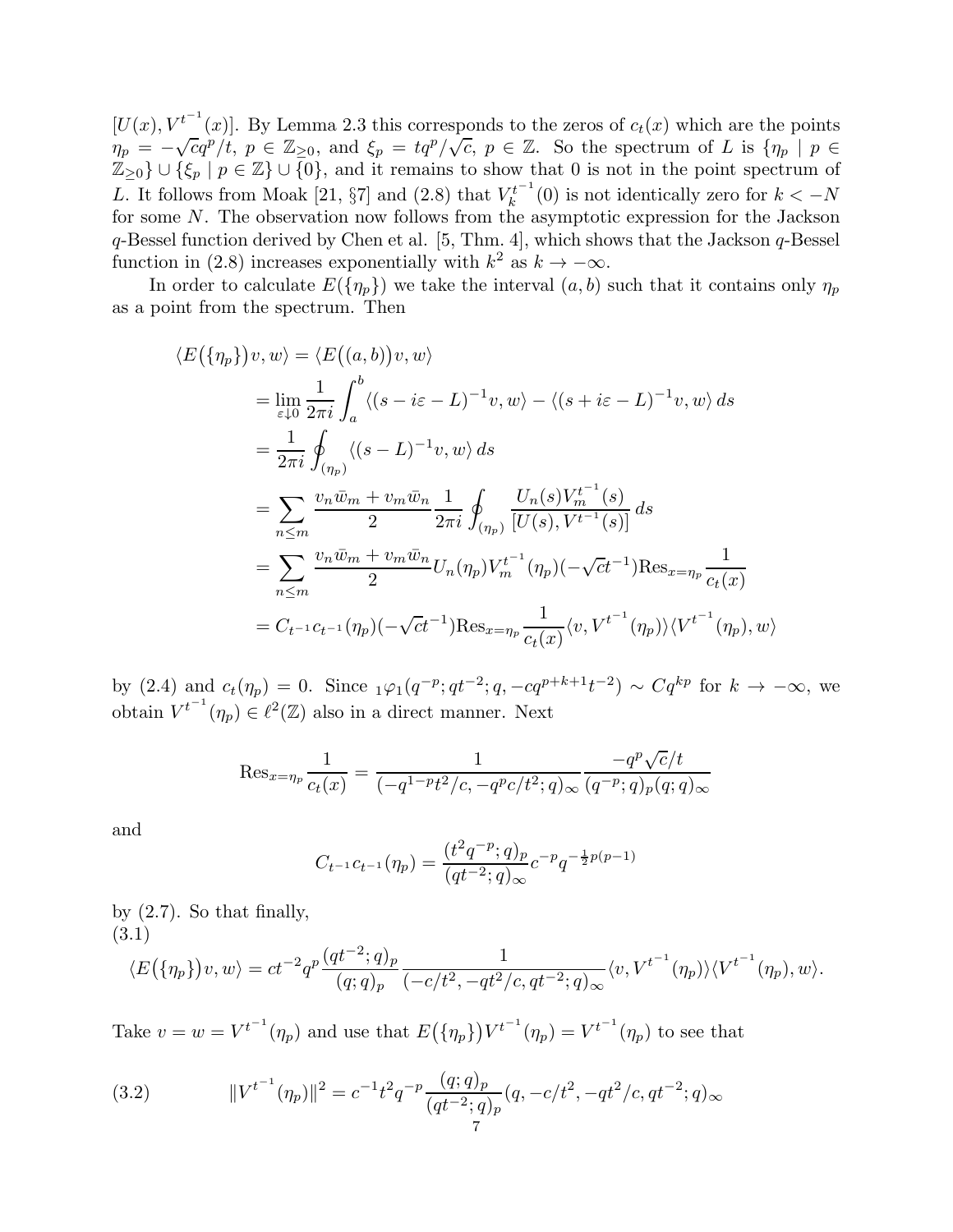$[U(x), V^{t^{-1}}(x)]$. By Lemma 2.3 this corresponds to the zeros of $c_t(x)$ which are the points $\eta_p = -\sqrt{c}q^p/t$, $p \in \mathbb{Z}_{\geq 0}$, and $\xi_p = tq^p/\sqrt{c}$, $p \in \mathbb{Z}$. So the spectrum of $L$ is $\{\eta_p \mid p \in \mathbb{Z}_{\geq 0}\} \cup \{\xi_p \mid p \in \mathbb{Z}\} \cup \{0\}$, and it remains to show that 0 is not in the point spectrum of $L$. It follows from Moak [21, §7] and (2.8) that $V_k^{t^{-1}}(0)$ is not identically zero for $k < -N$ for some $N$. The observation now follows from the asymptotic expression for the Jackson $q$-Bessel function derived by Chen et al. [5, Thm. 4], which shows that the Jackson $q$-Bessel function in (2.8) increases exponentially with $k^2$ as $k \to -\infty$.

In order to calculate $E(\{\eta_p\})$ we take the interval $(a, b)$ such that it contains only $\eta_p$ as a point from the spectrum. Then

$$
\begin{aligned}
\langle E\big(\{\eta_p\}\big)v, w\rangle &= \langle E\big((a,b)\big)v, w\rangle \\
&= \lim_{\varepsilon \downarrow 0} \frac{1}{2\pi i} \int_a^b \langle (s - i\varepsilon - L)^{-1}v, w\rangle - \langle (s + i\varepsilon - L)^{-1}v, w\rangle \, ds \\
&= \frac{1}{2\pi i} \oint_{(\eta_p)} \langle (s-L)^{-1}v, w\rangle \, ds \\
&= \sum_{n \leq m} \frac{v_n \bar{w}_m + v_m \bar{w}_n}{2} \frac{1}{2\pi i} \oint_{(\eta_p)} \frac{U_n(s) V_m^{t^{-1}}(s)}{[U(s), V^{t^{-1}}(s)]} \, ds \\
&= \sum_{n \leq m} \frac{v_n \bar{w}_m + v_m \bar{w}_n}{2} U_n(\eta_p) V_m^{t^{-1}}(\eta_p) (-\sqrt{c}t^{-1}) \mathrm{Res}_{x=\eta_p} \frac{1}{c_t(x)} \\
&= C_{t^{-1}} c_{t^{-1}}(\eta_p)(-\sqrt{c}t^{-1}) \mathrm{Res}_{x=\eta_p} \frac{1}{c_t(x)} \langle v, V^{t^{-1}}(\eta_p)\rangle \langle V^{t^{-1}}(\eta_p), w\rangle
\end{aligned}
$$

by (2.4) and $c_t(\eta_p) = 0$. Since ${}_1\varphi_1(q^{-p}; qt^{-2}; q, -cq^{p+k+1}t^{-2}) \sim Cq^{kp}$ for $k \to -\infty$, we obtain $V^{t^{-1}}(\eta_p) \in \ell^2(\mathbb{Z})$ also in a direct manner. Next

$$
\mathrm{Res}_{x=\eta_p} \frac{1}{c_t(x)} = \frac{1}{(-q^{1-p}t^2/c, -q^p c/t^2; q)_\infty} \frac{-q^p \sqrt{c}/t}{(q^{-p}; q)_p (q; q)_\infty}
$$

and

$$
C_{t^{-1}} c_{t^{-1}}(\eta_p) = \frac{(t^2 q^{-p}; q)_p}{(qt^{-2}; q)_\infty} c^{-p} q^{-\frac{1}{2}p(p-1)}
$$

by (2.7). So that finally,

(3.1)
$$
\langle E\big(\{\eta_p\}\big)v, w\rangle = ct^{-2} q^p \frac{(qt^{-2}; q)_p}{(q; q)_p} \frac{1}{(-c/t^2, -qt^2/c, qt^{-2}; q)_\infty} \langle v, V^{t^{-1}}(\eta_p)\rangle \langle V^{t^{-1}}(\eta_p), w\rangle.
$$

Take $v = w = V^{t^{-1}}(\eta_p)$ and use that $E\big(\{\eta_p\}\big) V^{t^{-1}}(\eta_p) = V^{t^{-1}}(\eta_p)$ to see that

$$
\|V^{t^{-1}}(\eta_p)\|^2 = c^{-1} t^2 q^{-p} \frac{(q; q)_p}{(qt^{-2}; q)_p} (q, -c/t^2, -qt^2/c, qt^{-2}; q)_\infty \tag{3.2}
$$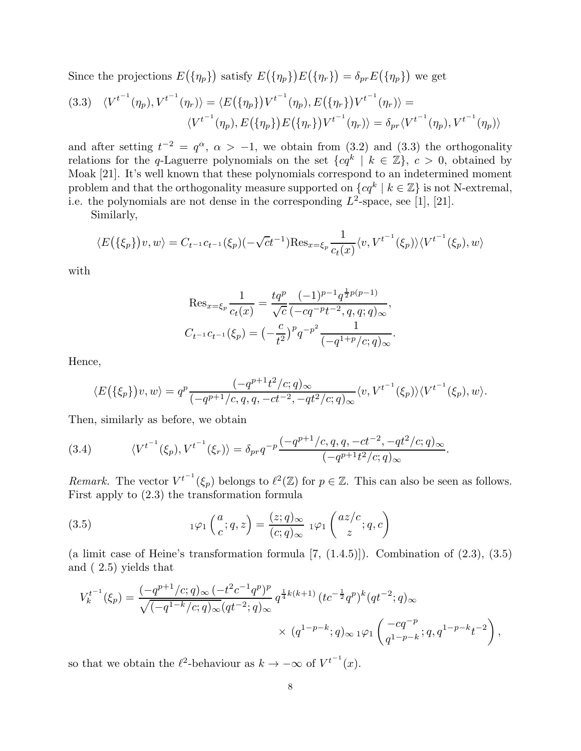Since the projections $E\big(\{\eta_p\}\big)$ satisfy $E\big(\{\eta_p\}\big)E\big(\{\eta_r\}\big) = \delta_{pr}E\big(\{\eta_p\}\big)$ we get

$$
\begin{aligned}
(3.3)\quad \langle V^{t^{-1}}(\eta_p), V^{t^{-1}}(\eta_r)\rangle &= \langle E\big(\{\eta_p\}\big)V^{t^{-1}}(\eta_p), E\big(\{\eta_r\}\big)V^{t^{-1}}(\eta_r)\rangle = \\
&\langle V^{t^{-1}}(\eta_p), E\big(\{\eta_p\}\big)E\big(\{\eta_r\}\big)V^{t^{-1}}(\eta_r)\rangle = \delta_{pr}\langle V^{t^{-1}}(\eta_p), V^{t^{-1}}(\eta_p)\rangle
\end{aligned}
$$

and after setting $t^{-2} = q^\alpha$, $\alpha > -1$, we obtain from (3.2) and (3.3) the orthogonality relations for the $q$-Laguerre polynomials on the set $\{cq^k \mid k \in \mathbb{Z}\}$, $c > 0$, obtained by Moak [21]. It's well known that these polynomials correspond to an indetermined moment problem and that the orthogonality measure supported on $\{cq^k \mid k \in \mathbb{Z}\}$ is not N-extremal, i.e. the polynomials are not dense in the corresponding $L^2$-space, see [1], [21].

Similarly,

$$
\langle E\big(\{\xi_p\}\big)v, w\rangle = C_{t^{-1}}c_{t^{-1}}(\xi_p)(-\sqrt{c}t^{-1})\mathrm{Res}_{x=\xi_p}\frac{1}{c_t(x)}\langle v, V^{t^{-1}}(\xi_p)\rangle\langle V^{t^{-1}}(\xi_p), w\rangle
$$

with

$$
\begin{aligned}
\mathrm{Res}_{x=\xi_p}\frac{1}{c_t(x)} &= \frac{tq^p}{\sqrt{c}}\frac{(-1)^{p-1}q^{\frac{1}{2}p(p-1)}}{(-cq^{-p}t^{-2}, q, q; q)_\infty},\\
C_{t^{-1}}c_{t^{-1}}(\xi_p) &= \big(-\frac{c}{t^2}\big)^p q^{-p^2}\frac{1}{(-q^{1+p}/c; q)_\infty}.
\end{aligned}
$$

Hence,

$$
\langle E\big(\{\xi_p\}\big)v, w\rangle = q^p\frac{(-q^{p+1}t^2/c; q)_\infty}{(-q^{p+1}/c, q, q, -ct^{-2}, -qt^2/c; q)_\infty}\langle v, V^{t^{-1}}(\xi_p)\rangle\langle V^{t^{-1}}(\xi_p), w\rangle.
$$

Then, similarly as before, we obtain

$$
(3.4)\qquad \langle V^{t^{-1}}(\xi_p), V^{t^{-1}}(\xi_r)\rangle = \delta_{pr}q^{-p}\frac{(-q^{p+1}/c, q, q, -ct^{-2}, -qt^2/c; q)_\infty}{(-q^{p+1}t^2/c; q)_\infty}.
$$

*Remark.* The vector $V^{t^{-1}}(\xi_p)$ belongs to $\ell^2(\mathbb{Z})$ for $p \in \mathbb{Z}$. This can also be seen as follows. First apply to (2.3) the transformation formula

$$
(3.5)\qquad {}_1\varphi_1\left(\begin{matrix} a \\ c \end{matrix}; q, z\right) = \frac{(z; q)_\infty}{(c; q)_\infty}\ {}_1\varphi_1\left(\begin{matrix} az/c \\ z \end{matrix}; q, c\right)
$$

(a limit case of Heine's transformation formula [7, (1.4.5)]). Combination of (2.3), (3.5) and ( 2.5) yields that

$$
\begin{aligned}
V_k^{t^{-1}}(\xi_p) = \frac{(-q^{p+1}/c; q)_\infty\,(-t^2c^{-1}q^p)^p}{\sqrt{(-q^{1-k}/c; q)_\infty}(qt^{-2}; q)_\infty}\, q^{\frac{1}{4}k(k+1)}\,(tc^{-\frac{1}{2}}q^p)^k(qt^{-2}; q)_\infty \\
\times\ (q^{1-p-k}; q)_\infty\, {}_1\varphi_1\left(\begin{matrix} -cq^{-p} \\ q^{1-p-k} \end{matrix}; q, q^{1-p-k}t^{-2}\right),
\end{aligned}
$$

so that we obtain the $\ell^2$-behaviour as $k \to -\infty$ of $V^{t^{-1}}(x)$.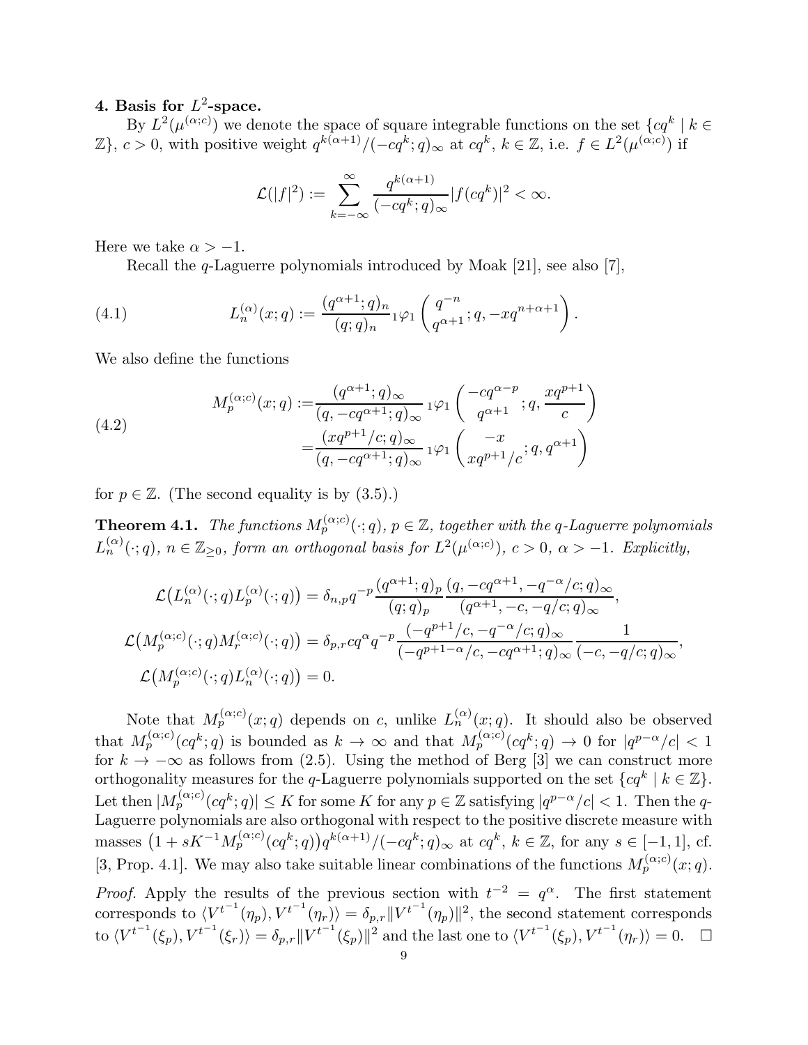## 4. Basis for $L^2$-space.

By $L^2(\mu^{(\alpha;c)})$ we denote the space of square integrable functions on the set $\{cq^k \mid k \in \mathbb{Z}\}$, $c > 0$, with positive weight $q^{k(\alpha+1)}/(-cq^k;q)_\infty$ at $cq^k$, $k \in \mathbb{Z}$, i.e. $f \in L^2(\mu^{(\alpha;c)})$ if

$$\mathcal{L}(|f|^2) := \sum_{k=-\infty}^{\infty} \frac{q^{k(\alpha+1)}}{(-cq^k;q)_\infty} |f(cq^k)|^2 < \infty.$$

Here we take $\alpha > -1$.

Recall the $q$-Laguerre polynomials introduced by Moak [21], see also [7],

$$L_n^{(\alpha)}(x;q) := \frac{(q^{\alpha+1};q)_n}{(q;q)_n} {}_1\varphi_1 \left( \begin{matrix} q^{-n} \\ q^{\alpha+1} \end{matrix} ; q, -xq^{n+\alpha+1} \right). \tag{4.1}$$

We also define the functions

$$\begin{aligned} M_p^{(\alpha;c)}(x;q) :=& \frac{(q^{\alpha+1};q)_\infty}{(q,-cq^{\alpha+1};q)_\infty} {}_1\varphi_1 \left( \begin{matrix} -cq^{\alpha-p} \\ q^{\alpha+1} \end{matrix} ; q, \frac{xq^{p+1}}{c} \right) \\ =& \frac{(xq^{p+1}/c;q)_\infty}{(q,-cq^{\alpha+1};q)_\infty} {}_1\varphi_1 \left( \begin{matrix} -x \\ xq^{p+1}/c \end{matrix} ; q, q^{\alpha+1} \right) \end{aligned} \tag{4.2}$$

for $p \in \mathbb{Z}$. (The second equality is by (3.5).)

**Theorem 4.1.** *The functions $M_p^{(\alpha;c)}(\cdot;q)$, $p \in \mathbb{Z}$, together with the $q$-Laguerre polynomials $L_n^{(\alpha)}(\cdot;q)$, $n \in \mathbb{Z}_{\geq 0}$, form an orthogonal basis for $L^2(\mu^{(\alpha;c)})$, $c > 0$, $\alpha > -1$. Explicitly,*

$$\begin{aligned} \mathcal{L}\big(L_n^{(\alpha)}(\cdot;q)L_p^{(\alpha)}(\cdot;q)\big) &= \delta_{n,p} q^{-p} \frac{(q^{\alpha+1};q)_p}{(q;q)_p} \frac{(q,-cq^{\alpha+1},-q^{-\alpha}/c;q)_\infty}{(q^{\alpha+1},-c,-q/c;q)_\infty}, \\ \mathcal{L}\big(M_p^{(\alpha;c)}(\cdot;q)M_r^{(\alpha;c)}(\cdot;q)\big) &= \delta_{p,r} cq^\alpha q^{-p} \frac{(-q^{p+1}/c,-q^{-\alpha}/c;q)_\infty}{(-q^{p+1-\alpha}/c,-cq^{\alpha+1};q)_\infty} \frac{1}{(-c,-q/c;q)_\infty}, \\ \mathcal{L}\big(M_p^{(\alpha;c)}(\cdot;q)L_n^{(\alpha)}(\cdot;q)\big) &= 0. \end{aligned}$$

Note that $M_p^{(\alpha;c)}(x;q)$ depends on $c$, unlike $L_n^{(\alpha)}(x;q)$. It should also be observed that $M_p^{(\alpha;c)}(cq^k;q)$ is bounded as $k \to \infty$ and that $M_p^{(\alpha;c)}(cq^k;q) \to 0$ for $|q^{p-\alpha}/c| < 1$ for $k \to -\infty$ as follows from (2.5). Using the method of Berg [3] we can construct more orthogonality measures for the $q$-Laguerre polynomials supported on the set $\{cq^k \mid k \in \mathbb{Z}\}$. Let then $|M_p^{(\alpha;c)}(cq^k;q)| \leq K$ for some $K$ for any $p \in \mathbb{Z}$ satisfying $|q^{p-\alpha}/c| < 1$. Then the $q$-Laguerre polynomials are also orthogonal with respect to the positive discrete measure with masses $\big(1 + sK^{-1}M_p^{(\alpha;c)}(cq^k;q)\big)q^{k(\alpha+1)}/(-cq^k;q)_\infty$ at $cq^k$, $k \in \mathbb{Z}$, for any $s \in [-1,1]$, cf. [3, Prop. 4.1]. We may also take suitable linear combinations of the functions $M_p^{(\alpha;c)}(x;q)$.

*Proof.* Apply the results of the previous section with $t^{-2} = q^\alpha$. The first statement corresponds to $\langle V^{t^{-1}}(\eta_p), V^{t^{-1}}(\eta_r)\rangle = \delta_{p,r}\|V^{t^{-1}}(\eta_p)\|^2$, the second statement corresponds to $\langle V^{t^{-1}}(\xi_p), V^{t^{-1}}(\xi_r)\rangle = \delta_{p,r}\|V^{t^{-1}}(\xi_p)\|^2$ and the last one to $\langle V^{t^{-1}}(\xi_p), V^{t^{-1}}(\eta_r)\rangle = 0$. $\square$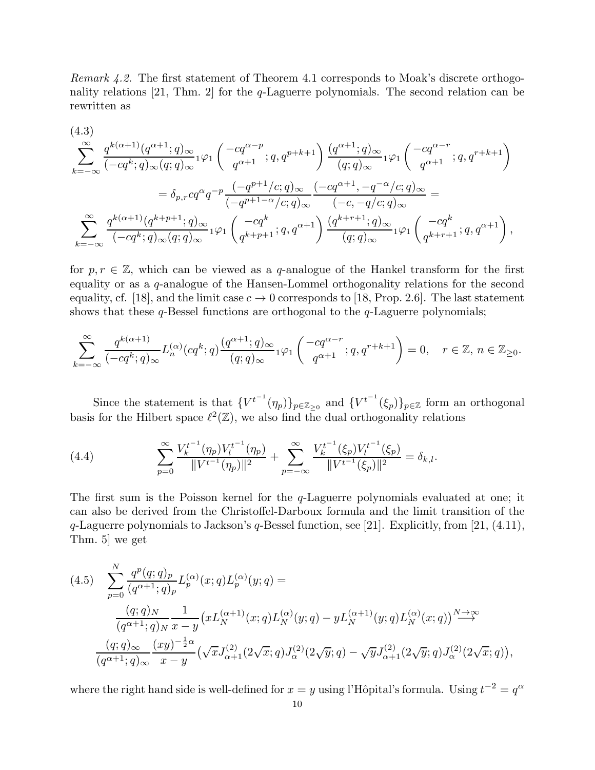*Remark 4.2.* The first statement of Theorem 4.1 corresponds to Moak's discrete orthogonality relations [21, Thm. 2] for the $q$-Laguerre polynomials. The second relation can be rewritten as

$$
\begin{aligned}
&\sum_{k=-\infty}^{\infty} \frac{q^{k(\alpha+1)}(q^{\alpha+1};q)_\infty}{(-cq^k;q)_\infty (q;q)_\infty} {}_1\varphi_1\left( \begin{matrix} -cq^{\alpha-p} \\ q^{\alpha+1} \end{matrix} ; q, q^{p+k+1} \right) \frac{(q^{\alpha+1};q)_\infty}{(q;q)_\infty} {}_1\varphi_1\left( \begin{matrix} -cq^{\alpha-r} \\ q^{\alpha+1} \end{matrix} ; q, q^{r+k+1} \right) \\
&\qquad = \delta_{p,r} c q^{\alpha} q^{-p} \frac{(-q^{p+1}/c;q)_\infty}{(-q^{p+1-\alpha}/c;q)_\infty} \frac{(-cq^{\alpha+1}, -q^{-\alpha}/c;q)_\infty}{(-c,-q/c;q)_\infty} = \\
&\sum_{k=-\infty}^{\infty} \frac{q^{k(\alpha+1)}(q^{k+p+1};q)_\infty}{(-cq^k;q)_\infty (q;q)_\infty} {}_1\varphi_1\left( \begin{matrix} -cq^{k} \\ q^{k+p+1} \end{matrix} ; q, q^{\alpha+1} \right) \frac{(q^{k+r+1};q)_\infty}{(q;q)_\infty} {}_1\varphi_1\left( \begin{matrix} -cq^{k} \\ q^{k+r+1} \end{matrix} ; q, q^{\alpha+1} \right),
\end{aligned} \tag{4.3}
$$

for $p, r \in \mathbb{Z}$, which can be viewed as a $q$-analogue of the Hankel transform for the first equality or as a $q$-analogue of the Hansen-Lommel orthogonality relations for the second equality, cf. [18], and the limit case $c \to 0$ corresponds to [18, Prop. 2.6]. The last statement shows that these $q$-Bessel functions are orthogonal to the $q$-Laguerre polynomials;

$$
\sum_{k=-\infty}^{\infty} \frac{q^{k(\alpha+1)}}{(-cq^k;q)_\infty} L_n^{(\alpha)}(cq^k;q) \frac{(q^{\alpha+1};q)_\infty}{(q;q)_\infty} {}_1\varphi_1\left( \begin{matrix} -cq^{\alpha-r} \\ q^{\alpha+1} \end{matrix} ; q, q^{r+k+1} \right) = 0, \quad r \in \mathbb{Z},\ n \in \mathbb{Z}_{\geq 0}.
$$

Since the statement is that $\{V^{t^{-1}}(\eta_p)\}_{p\in\mathbb{Z}_{\geq 0}}$ and $\{V^{t^{-1}}(\xi_p)\}_{p\in\mathbb{Z}}$ form an orthogonal basis for the Hilbert space $\ell^2(\mathbb{Z})$, we also find the dual orthogonality relations

$$
\sum_{p=0}^{\infty} \frac{V_k^{t^{-1}}(\eta_p) V_l^{t^{-1}}(\eta_p)}{\|V^{t^{-1}}(\eta_p)\|^2} + \sum_{p=-\infty}^{\infty} \frac{V_k^{t^{-1}}(\xi_p) V_l^{t^{-1}}(\xi_p)}{\|V^{t^{-1}}(\xi_p)\|^2} = \delta_{k,l}. \tag{4.4}
$$

The first sum is the Poisson kernel for the $q$-Laguerre polynomials evaluated at one; it can also be derived from the Christoffel-Darboux formula and the limit transition of the $q$-Laguerre polynomials to Jackson's $q$-Bessel function, see [21]. Explicitly, from [21, (4.11), Thm. 5] we get

$$
\begin{aligned}
&\sum_{p=0}^{N} \frac{q^p (q;q)_p}{(q^{\alpha+1};q)_p} L_p^{(\alpha)}(x;q) L_p^{(\alpha)}(y;q) = \\
&\qquad \frac{(q;q)_N}{(q^{\alpha+1};q)_N} \frac{1}{x-y} \big( x L_N^{(\alpha+1)}(x;q) L_N^{(\alpha)}(y;q) - y L_N^{(\alpha+1)}(y;q) L_N^{(\alpha)}(x;q) \big) \overset{N\to\infty}{\longrightarrow} \\
&\frac{(q;q)_\infty}{(q^{\alpha+1};q)_\infty} \frac{(xy)^{-\frac{1}{2}\alpha}}{x-y} \big( \sqrt{x} J_{\alpha+1}^{(2)}(2\sqrt{x};q) J_{\alpha}^{(2)}(2\sqrt{y};q) - \sqrt{y} J_{\alpha+1}^{(2)}(2\sqrt{y};q) J_{\alpha}^{(2)}(2\sqrt{x};q) \big),
\end{aligned} \tag{4.5}
$$

where the right hand side is well-defined for $x = y$ using l'Hôpital's formula. Using $t^{-2} = q^{\alpha}$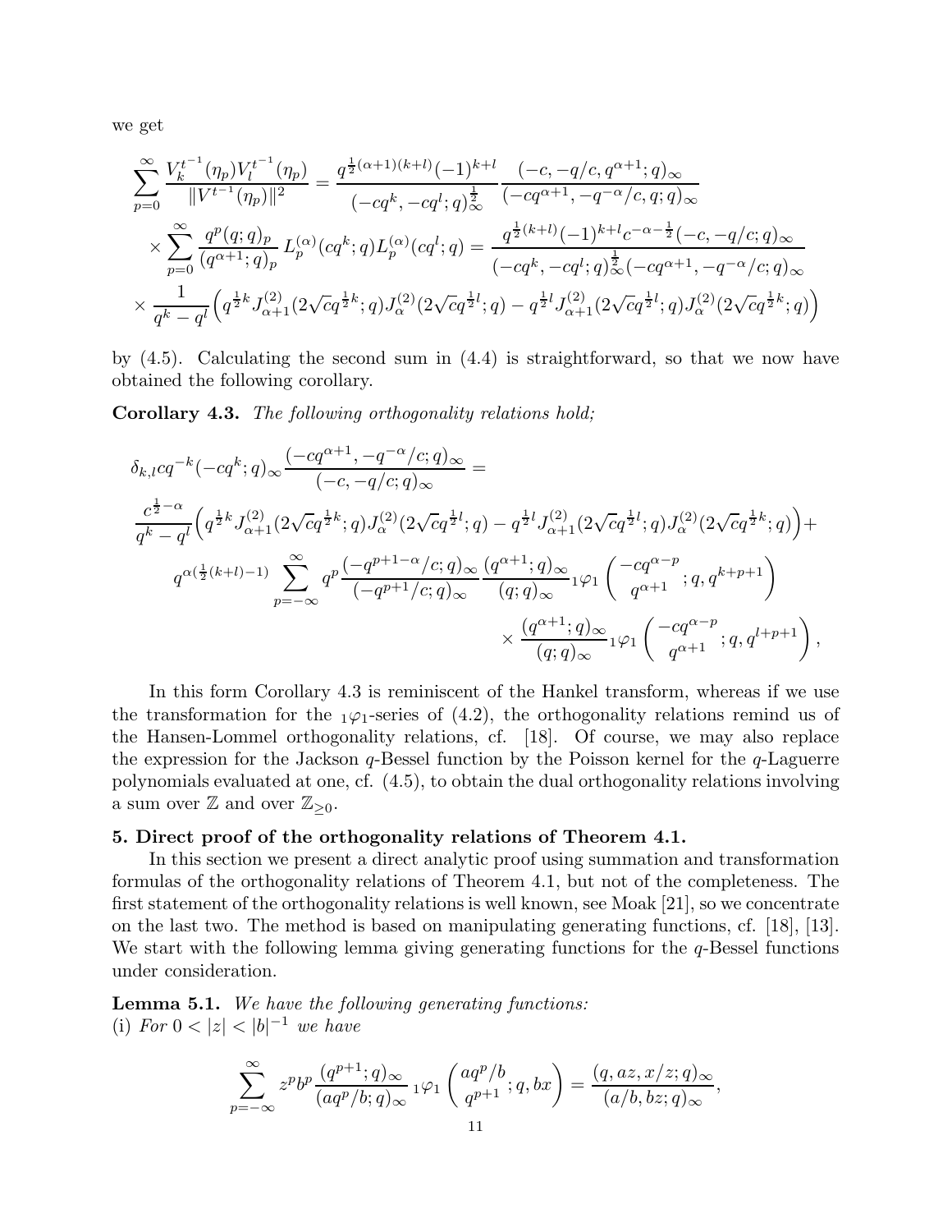we get

$$
\sum_{p=0}^{\infty} \frac{V_k^{t^{-1}}(\eta_p) V_l^{t^{-1}}(\eta_p)}{\|V^{t^{-1}}(\eta_p)\|^2} = \frac{q^{\frac{1}{2}(\alpha+1)(k+l)}(-1)^{k+l}}{(-cq^k, -cq^l; q)_\infty^{\frac{1}{2}}} \frac{(-c, -q/c, q^{\alpha+1}; q)_\infty}{(-cq^{\alpha+1}, -q^{-\alpha}/c, q; q)_\infty}
$$

$$
\times \sum_{p=0}^{\infty} \frac{q^p (q;q)_p}{(q^{\alpha+1};q)_p} L_p^{(\alpha)}(cq^k;q) L_p^{(\alpha)}(cq^l;q) = \frac{q^{\frac{1}{2}(k+l)}(-1)^{k+l} c^{-\alpha-\frac{1}{2}}(-c, -q/c; q)_\infty}{(-cq^k, -cq^l; q)_\infty^{\frac{1}{2}} (-cq^{\alpha+1}, -q^{-\alpha}/c; q)_\infty}
$$

$$
\times \frac{1}{q^k - q^l} \Big( q^{\frac{1}{2}k} J_{\alpha+1}^{(2)}(2\sqrt{c} q^{\frac{1}{2}k}; q) J_\alpha^{(2)}(2\sqrt{c} q^{\frac{1}{2}l}; q) - q^{\frac{1}{2}l} J_{\alpha+1}^{(2)}(2\sqrt{c} q^{\frac{1}{2}l}; q) J_\alpha^{(2)}(2\sqrt{c} q^{\frac{1}{2}k}; q) \Big)
$$

by (4.5). Calculating the second sum in (4.4) is straightforward, so that we now have obtained the following corollary.

**Corollary 4.3.** *The following orthogonality relations hold;*

$$
\delta_{k,l} c q^{-k} (-cq^k; q)_\infty \frac{(-cq^{\alpha+1}, -q^{-\alpha}/c; q)_\infty}{(-c, -q/c; q)_\infty} =
$$

$$
\frac{c^{\frac{1}{2}-\alpha}}{q^k - q^l} \Big( q^{\frac{1}{2}k} J_{\alpha+1}^{(2)}(2\sqrt{c} q^{\frac{1}{2}k}; q) J_\alpha^{(2)}(2\sqrt{c} q^{\frac{1}{2}l}; q) - q^{\frac{1}{2}l} J_{\alpha+1}^{(2)}(2\sqrt{c} q^{\frac{1}{2}l}; q) J_\alpha^{(2)}(2\sqrt{c} q^{\frac{1}{2}k}; q) \Big) +
$$

$$
q^{\alpha(\frac{1}{2}(k+l)-1)} \sum_{p=-\infty}^{\infty} q^p \frac{(-q^{p+1-\alpha}/c; q)_\infty}{(-q^{p+1}/c; q)_\infty} \frac{(q^{\alpha+1}; q)_\infty}{(q;q)_\infty} {}_1\varphi_1 \left( \begin{matrix} -cq^{\alpha-p} \\ q^{\alpha+1} \end{matrix} ; q, q^{k+p+1} \right)
$$

$$
\times \frac{(q^{\alpha+1}; q)_\infty}{(q;q)_\infty} {}_1\varphi_1 \left( \begin{matrix} -cq^{\alpha-p} \\ q^{\alpha+1} \end{matrix} ; q, q^{l+p+1} \right),
$$

In this form Corollary 4.3 is reminiscent of the Hankel transform, whereas if we use the transformation for the ${}_1\varphi_1$-series of (4.2), the orthogonality relations remind us of the Hansen-Lommel orthogonality relations, cf. [18]. Of course, we may also replace the expression for the Jackson $q$-Bessel function by the Poisson kernel for the $q$-Laguerre polynomials evaluated at one, cf. (4.5), to obtain the dual orthogonality relations involving a sum over $\mathbb{Z}$ and over $\mathbb{Z}_{\geq 0}$.

## 5. Direct proof of the orthogonality relations of Theorem 4.1.

In this section we present a direct analytic proof using summation and transformation formulas of the orthogonality relations of Theorem 4.1, but not of the completeness. The first statement of the orthogonality relations is well known, see Moak [21], so we concentrate on the last two. The method is based on manipulating generating functions, cf. [18], [13]. We start with the following lemma giving generating functions for the $q$-Bessel functions under consideration.

**Lemma 5.1.** *We have the following generating functions:*
(i) *For $0 < |z| < |b|^{-1}$ we have*

$$
\sum_{p=-\infty}^{\infty} z^p b^p \frac{(q^{p+1}; q)_\infty}{(aq^p/b; q)_\infty} {}_1\varphi_1 \left( \begin{matrix} aq^p/b \\ q^{p+1} \end{matrix} ; q, bx \right) = \frac{(q, az, x/z; q)_\infty}{(a/b, bz; q)_\infty},
$$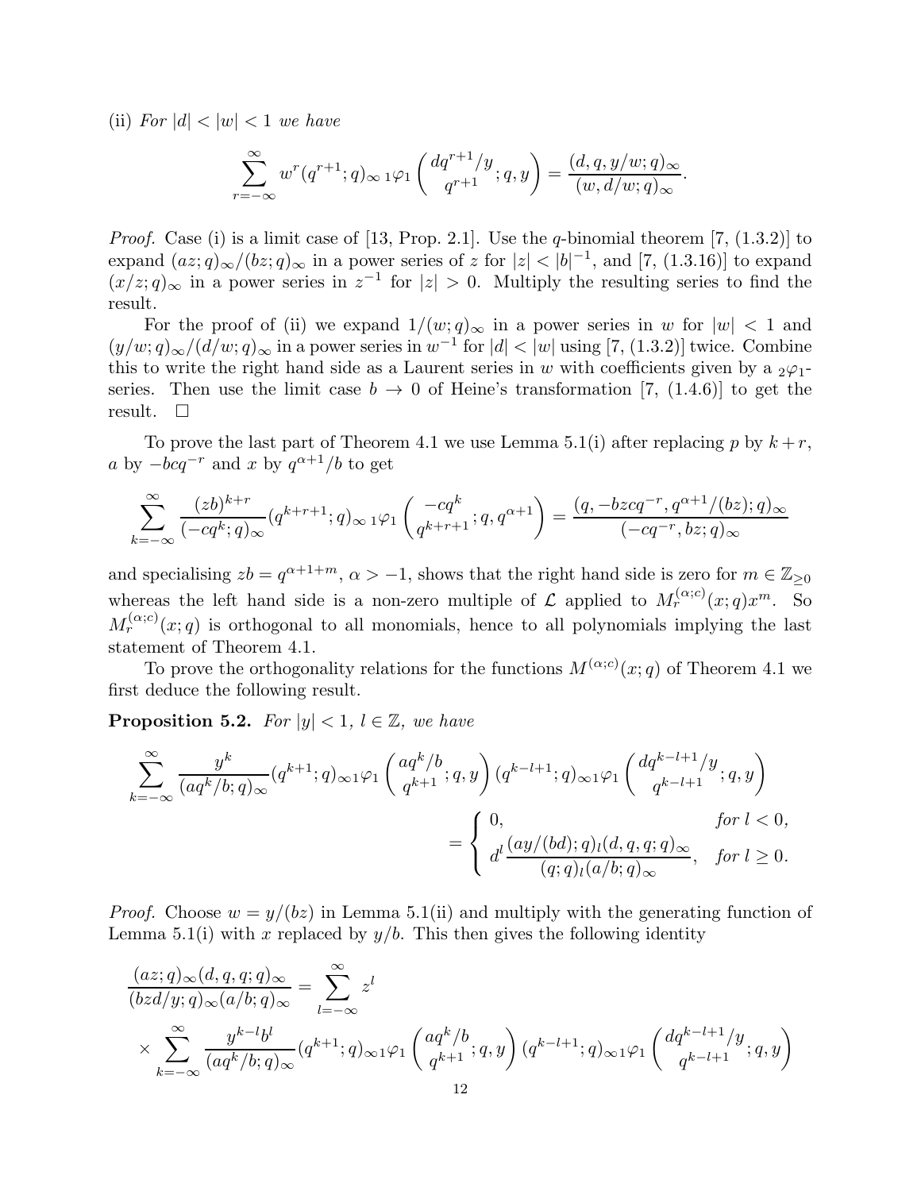(ii) *For $|d| < |w| < 1$ we have*

$$\sum_{r=-\infty}^{\infty} w^r (q^{r+1};q)_\infty \, {}_1\varphi_1\left( \begin{matrix} dq^{r+1}/y \\ q^{r+1} \end{matrix} ; q, y \right) = \frac{(d,q,y/w;q)_\infty}{(w,d/w;q)_\infty}.$$

*Proof.* Case (i) is a limit case of [13, Prop. 2.1]. Use the $q$-binomial theorem [7, (1.3.2)] to expand $(az;q)_\infty/(bz;q)_\infty$ in a power series of $z$ for $|z| < |b|^{-1}$, and [7, (1.3.16)] to expand $(x/z;q)_\infty$ in a power series in $z^{-1}$ for $|z| > 0$. Multiply the resulting series to find the result.

For the proof of (ii) we expand $1/(w;q)_\infty$ in a power series in $w$ for $|w| < 1$ and $(y/w;q)_\infty/(d/w;q)_\infty$ in a power series in $w^{-1}$ for $|d| < |w|$ using [7, (1.3.2)] twice. Combine this to write the right hand side as a Laurent series in $w$ with coefficients given by a ${}_2\varphi_1$-series. Then use the limit case $b \to 0$ of Heine's transformation [7, (1.4.6)] to get the result. $\square$

To prove the last part of Theorem 4.1 we use Lemma 5.1(i) after replacing $p$ by $k+r$, $a$ by $-bcq^{-r}$ and $x$ by $q^{\alpha+1}/b$ to get

$$\sum_{k=-\infty}^{\infty} \frac{(zb)^{k+r}}{(-cq^k;q)_\infty} (q^{k+r+1};q)_\infty \, {}_1\varphi_1\left( \begin{matrix} -cq^k \\ q^{k+r+1} \end{matrix} ; q, q^{\alpha+1} \right) = \frac{(q,-bzcq^{-r},q^{\alpha+1}/(bz);q)_\infty}{(-cq^{-r},bz;q)_\infty}$$

and specialising $zb = q^{\alpha+1+m}$, $\alpha > -1$, shows that the right hand side is zero for $m \in \mathbb{Z}_{\geq 0}$ whereas the left hand side is a non-zero multiple of $\mathcal{L}$ applied to $M_r^{(\alpha;c)}(x;q)x^m$. So $M_r^{(\alpha;c)}(x;q)$ is orthogonal to all monomials, hence to all polynomials implying the last statement of Theorem 4.1.

To prove the orthogonality relations for the functions $M^{(\alpha;c)}(x;q)$ of Theorem 4.1 we first deduce the following result.

**Proposition 5.2.** *For $|y| < 1$, $l \in \mathbb{Z}$, we have*

$$\sum_{k=-\infty}^{\infty} \frac{y^k}{(aq^k/b;q)_\infty} (q^{k+1};q)_\infty {}_1\varphi_1\left( \begin{matrix} aq^k/b \\ q^{k+1} \end{matrix} ; q, y \right) (q^{k-l+1};q)_\infty {}_1\varphi_1\left( \begin{matrix} dq^{k-l+1}/y \\ q^{k-l+1} \end{matrix} ; q, y \right)$$
$$= \begin{cases} 0, & \text{for } l < 0, \\ d^l \dfrac{(ay/(bd);q)_l (d,q,q;q)_\infty}{(q;q)_l (a/b;q)_\infty}, & \text{for } l \geq 0. \end{cases}$$

*Proof.* Choose $w = y/(bz)$ in Lemma 5.1(ii) and multiply with the generating function of Lemma 5.1(i) with $x$ replaced by $y/b$. This then gives the following identity

$$\frac{(az;q)_\infty (d,q,q;q)_\infty}{(bzd/y;q)_\infty (a/b;q)_\infty} = \sum_{l=-\infty}^{\infty} z^l$$
$$\times \sum_{k=-\infty}^{\infty} \frac{y^{k-l} b^l}{(aq^k/b;q)_\infty} (q^{k+1};q)_\infty {}_1\varphi_1\left( \begin{matrix} aq^k/b \\ q^{k+1} \end{matrix} ; q, y \right) (q^{k-l+1};q)_\infty {}_1\varphi_1\left( \begin{matrix} dq^{k-l+1}/y \\ q^{k-l+1} \end{matrix} ; q, y \right)$$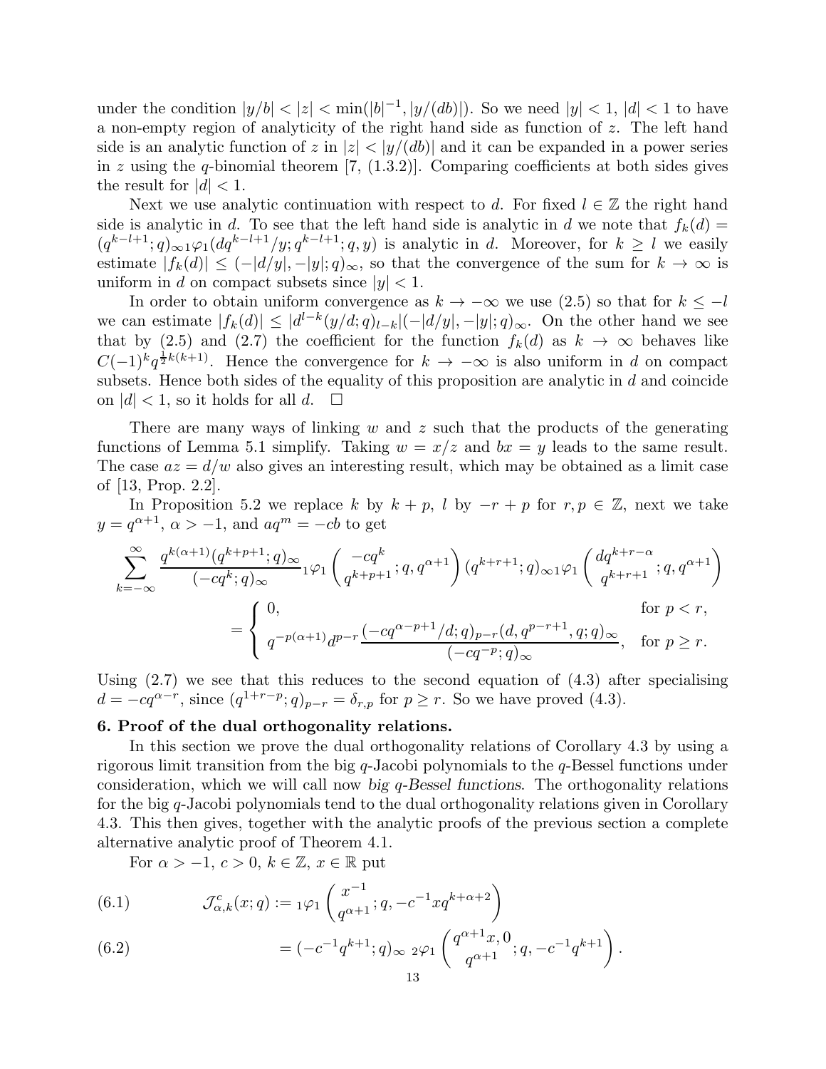under the condition $|y/b| < |z| < \min(|b|^{-1}, |y/(db)|)$. So we need $|y| < 1$, $|d| < 1$ to have a non-empty region of analyticity of the right hand side as function of $z$. The left hand side is an analytic function of $z$ in $|z| < |y/(db)|$ and it can be expanded in a power series in $z$ using the $q$-binomial theorem [7, (1.3.2)]. Comparing coefficients at both sides gives the result for $|d| < 1$.

Next we use analytic continuation with respect to $d$. For fixed $l \in \mathbb{Z}$ the right hand side is analytic in $d$. To see that the left hand side is analytic in $d$ we note that $f_k(d) = (q^{k-l+1};q)_\infty {}_1\varphi_1(dq^{k-l+1}/y; q^{k-l+1}; q, y)$ is analytic in $d$. Moreover, for $k \geq l$ we easily estimate $|f_k(d)| \leq (-|d/y|, -|y|; q)_\infty$, so that the convergence of the sum for $k \to \infty$ is uniform in $d$ on compact subsets since $|y| < 1$.

In order to obtain uniform convergence as $k \to -\infty$ we use (2.5) so that for $k \leq -l$ we can estimate $|f_k(d)| \leq |d^{l-k}(y/d;q)_{l-k}|(-|d/y|, -|y|; q)_\infty$. On the other hand we see that by (2.5) and (2.7) the coefficient for the function $f_k(d)$ as $k \to \infty$ behaves like $C(-1)^k q^{\frac{1}{2}k(k+1)}$. Hence the convergence for $k \to -\infty$ is also uniform in $d$ on compact subsets. Hence both sides of the equality of this proposition are analytic in $d$ and coincide on $|d| < 1$, so it holds for all $d$. $\square$

There are many ways of linking $w$ and $z$ such that the products of the generating functions of Lemma 5.1 simplify. Taking $w = x/z$ and $bx = y$ leads to the same result. The case $az = d/w$ also gives an interesting result, which may be obtained as a limit case of [13, Prop. 2.2].

In Proposition 5.2 we replace $k$ by $k+p$, $l$ by $-r+p$ for $r, p \in \mathbb{Z}$, next we take $y = q^{\alpha+1}$, $\alpha > -1$, and $aq^m = -cb$ to get

$$
\sum_{k=-\infty}^{\infty} \frac{q^{k(\alpha+1)}(q^{k+p+1};q)_\infty}{(-cq^k;q)_\infty} {}_1\varphi_1\left(\begin{matrix} -cq^k \\ q^{k+p+1} \end{matrix}; q, q^{\alpha+1}\right) (q^{k+r+1};q)_\infty {}_1\varphi_1\left(\begin{matrix} dq^{k+r-\alpha} \\ q^{k+r+1} \end{matrix}; q, q^{\alpha+1}\right)
$$

$$
= \begin{cases} 0, & \text{for } p < r, \\ q^{-p(\alpha+1)} d^{p-r} \dfrac{(-cq^{\alpha-p+1}/d;q)_{p-r}(d, q^{p-r+1}, q; q)_\infty}{(-cq^{-p};q)_\infty}, & \text{for } p \geq r. \end{cases}
$$

Using (2.7) we see that this reduces to the second equation of (4.3) after specialising $d = -cq^{\alpha-r}$, since $(q^{1+r-p};q)_{p-r} = \delta_{r,p}$ for $p \geq r$. So we have proved (4.3).

## 6. Proof of the dual orthogonality relations.

In this section we prove the dual orthogonality relations of Corollary 4.3 by using a rigorous limit transition from the big $q$-Jacobi polynomials to the $q$-Bessel functions under consideration, which we will call now *big $q$-Bessel functions*. The orthogonality relations for the big $q$-Jacobi polynomials tend to the dual orthogonality relations given in Corollary 4.3. This then gives, together with the analytic proofs of the previous section a complete alternative analytic proof of Theorem 4.1.

For $\alpha > -1$, $c > 0$, $k \in \mathbb{Z}$, $x \in \mathbb{R}$ put

$$
\mathcal{J}^c_{\alpha,k}(x;q) := {}_1\varphi_1\left(\begin{matrix} x^{-1} \\ q^{\alpha+1} \end{matrix}; q, -c^{-1}xq^{k+\alpha+2}\right) \tag{6.1}
$$

$$
= (-c^{-1}q^{k+1};q)_\infty \; {}_2\varphi_1\left(\begin{matrix} q^{\alpha+1}x, 0 \\ q^{\alpha+1} \end{matrix}; q, -c^{-1}q^{k+1}\right). \tag{6.2}
$$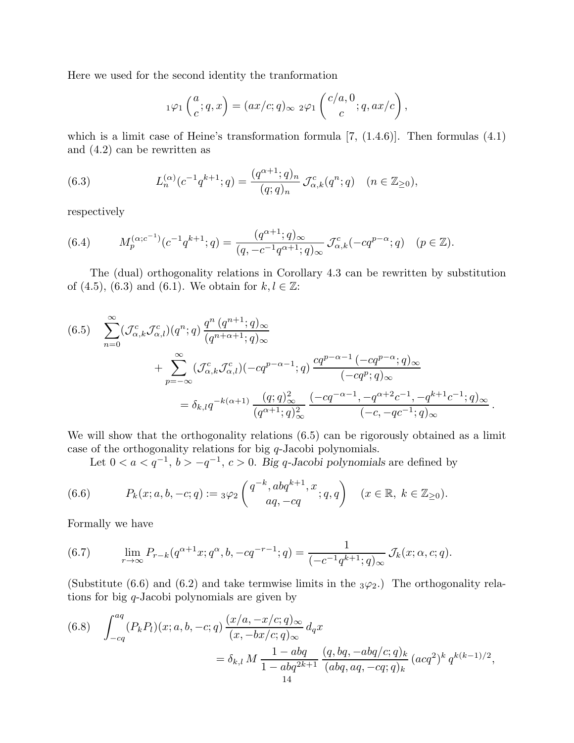Here we used for the second identity the tranformation

$$
{}_1\varphi_1\left(\begin{matrix} a \\ c \end{matrix}; q, x\right) = (ax/c;q)_\infty \; {}_2\varphi_1\left(\begin{matrix} c/a, 0 \\ c \end{matrix}; q, ax/c\right),
$$

which is a limit case of Heine's transformation formula [7, (1.4.6)]. Then formulas (4.1) and (4.2) can be rewritten as

$$
L_n^{(\alpha)}(c^{-1}q^{k+1};q) = \frac{(q^{\alpha+1};q)_n}{(q;q)_n}\, \mathcal{J}^c_{\alpha,k}(q^n;q) \quad (n \in \mathbb{Z}_{\geq 0}), \tag{6.3}
$$

respectively

$$
M_p^{(\alpha;c^{-1})}(c^{-1}q^{k+1};q) = \frac{(q^{\alpha+1};q)_\infty}{(q,-c^{-1}q^{\alpha+1};q)_\infty}\, \mathcal{J}^c_{\alpha,k}(-cq^{p-\alpha};q) \quad (p \in \mathbb{Z}). \tag{6.4}
$$

The (dual) orthogonality relations in Corollary 4.3 can be rewritten by substitution of (4.5), (6.3) and (6.1). We obtain for $k, l \in \mathbb{Z}$:

$$
\begin{aligned}
\sum_{n=0}^{\infty} (\mathcal{J}^c_{\alpha,k}\mathcal{J}^c_{\alpha,l})(q^n;q)\, \frac{q^n\,(q^{n+1};q)_\infty}{(q^{n+\alpha+1};q)_\infty} \\
+ \sum_{p=-\infty}^{\infty} (\mathcal{J}^c_{\alpha,k}\mathcal{J}^c_{\alpha,l})(-cq^{p-\alpha-1};q)\, \frac{cq^{p-\alpha-1}\,(-cq^{p-\alpha};q)_\infty}{(-cq^p;q)_\infty} \\
= \delta_{k,l}\, q^{-k(\alpha+1)}\, \frac{(q;q)^2_\infty}{(q^{\alpha+1};q)^2_\infty}\, \frac{(-cq^{-\alpha-1}, -q^{\alpha+2}c^{-1}, -q^{k+1}c^{-1};q)_\infty}{(-c,-qc^{-1};q)_\infty}.
\end{aligned} \tag{6.5}
$$

We will show that the orthogonality relations (6.5) can be rigorously obtained as a limit case of the orthogonality relations for big $q$-Jacobi polynomials.

Let $0 < a < q^{-1}$, $b > -q^{-1}$, $c > 0$. *Big q-Jacobi polynomials* are defined by

$$
P_k(x;a,b,-c;q) := {}_3\varphi_2\left(\begin{matrix} q^{-k}, abq^{k+1}, x \\ aq, -cq \end{matrix}; q, q\right) \quad (x \in \mathbb{R},\ k \in \mathbb{Z}_{\geq 0}). \tag{6.6}
$$

Formally we have

$$
\lim_{r\to\infty} P_{r-k}(q^{\alpha+1}x; q^\alpha, b, -cq^{-r-1};q) = \frac{1}{(-c^{-1}q^{k+1};q)_\infty}\, \mathcal{J}_k(x;\alpha,c;q). \tag{6.7}
$$

(Substitute (6.6) and (6.2) and take termwise limits in the ${}_3\varphi_2$.) The orthogonality relations for big $q$-Jacobi polynomials are given by

$$
\begin{aligned}
\int_{-cq}^{aq} (P_kP_l)(x;a,b,-c;q)\, \frac{(x/a, -x/c;q)_\infty}{(x,-bx/c;q)_\infty}\, d_qx \\
= \delta_{k,l}\, M\, \frac{1-abq}{1-abq^{2k+1}}\, \frac{(q,bq,-abq/c;q)_k}{(abq,aq,-cq;q)_k}\, (acq^2)^k\, q^{k(k-1)/2},
\end{aligned} \tag{6.8}
$$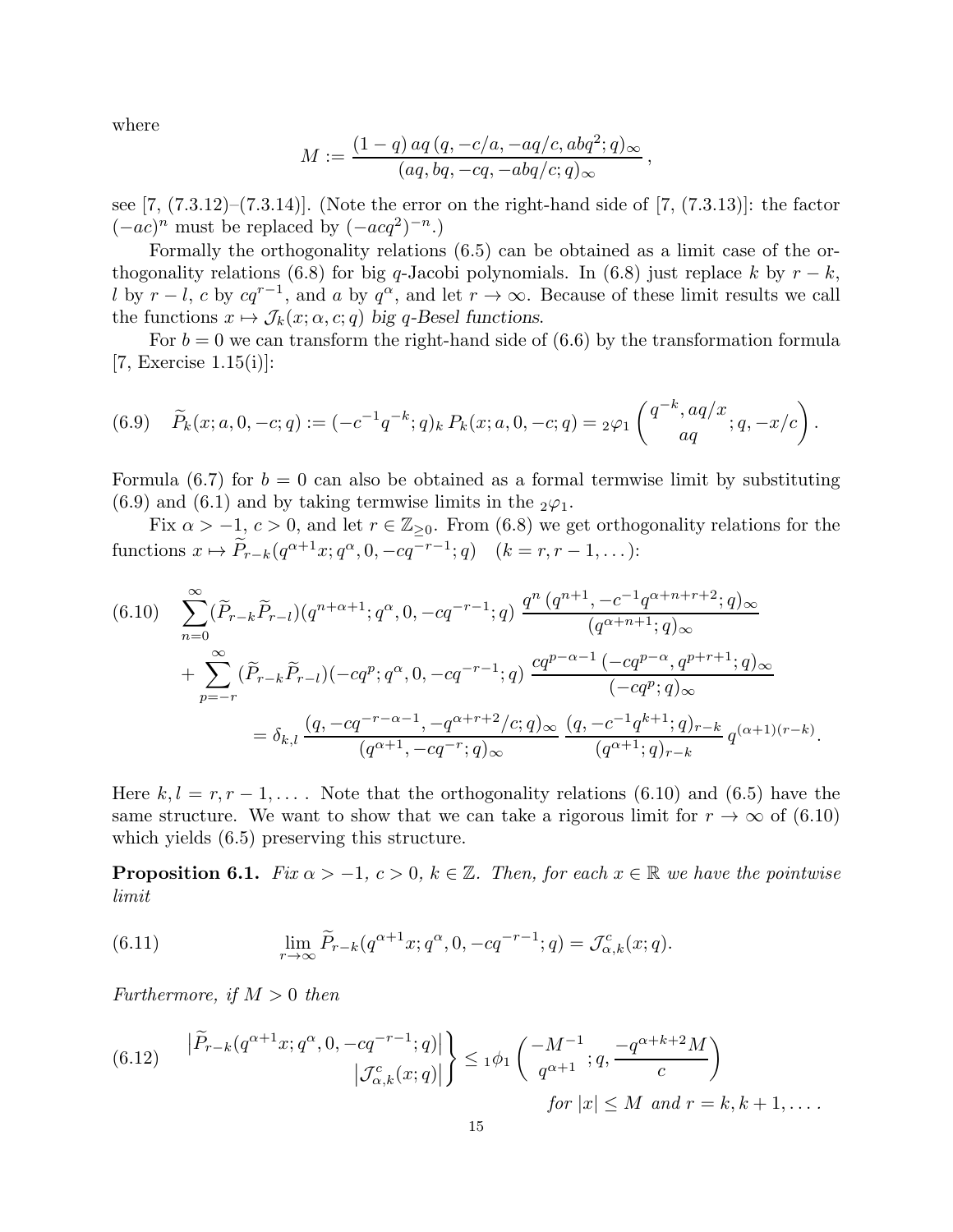where

$$M := \frac{(1-q)\,aq\,(q,-c/a,-aq/c,abq^2;q)_\infty}{(aq,bq,-cq,-abq/c;q)_\infty}\,,$$

see [7, (7.3.12)–(7.3.14)]. (Note the error on the right-hand side of [7, (7.3.13)]: the factor $(-ac)^n$ must be replaced by $(-acq^2)^{-n}$.)

Formally the orthogonality relations (6.5) can be obtained as a limit case of the orthogonality relations (6.8) for big $q$-Jacobi polynomials. In (6.8) just replace $k$ by $r-k$, $l$ by $r-l$, $c$ by $cq^{r-1}$, and $a$ by $q^\alpha$, and let $r\to\infty$. Because of these limit results we call the functions $x\mapsto \mathcal{J}_k(x;\alpha,c;q)$ *big q-Besel functions*.

For $b=0$ we can transform the right-hand side of (6.6) by the transformation formula [7, Exercise 1.15(i)]:

$$\widetilde{P}_k(x;a,0,-c;q) := (-c^{-1}q^{-k};q)_k\,P_k(x;a,0,-c;q) = {}_2\varphi_1\left(\begin{matrix}q^{-k},aq/x\\ aq\end{matrix};q,-x/c\right). \tag{6.9}$$

Formula (6.7) for $b=0$ can also be obtained as a formal termwise limit by substituting (6.9) and (6.1) and by taking termwise limits in the ${}_2\varphi_1$.

Fix $\alpha>-1$, $c>0$, and let $r\in\mathbb{Z}_{\ge 0}$. From (6.8) we get orthogonality relations for the functions $x\mapsto \widetilde{P}_{r-k}(q^{\alpha+1}x;q^\alpha,0,-cq^{-r-1};q)\quad (k=r,r-1,\dots)$:

$$\begin{aligned}
&\sum_{n=0}^\infty (\widetilde{P}_{r-k}\widetilde{P}_{r-l})(q^{n+\alpha+1};q^\alpha,0,-cq^{-r-1};q)\,\frac{q^n\,(q^{n+1},-c^{-1}q^{\alpha+n+r+2};q)_\infty}{(q^{\alpha+n+1};q)_\infty}\\
&\quad+\sum_{p=-r}^\infty (\widetilde{P}_{r-k}\widetilde{P}_{r-l})(-cq^p;q^\alpha,0,-cq^{-r-1};q)\,\frac{cq^{p-\alpha-1}\,(-cq^{p-\alpha},q^{p+r+1};q)_\infty}{(-cq^p;q)_\infty}\\
&\qquad=\delta_{k,l}\,\frac{(q,-cq^{-r-\alpha-1},-q^{\alpha+r+2}/c;q)_\infty}{(q^{\alpha+1},-cq^{-r};q)_\infty}\,\frac{(q,-c^{-1}q^{k+1};q)_{r-k}}{(q^{\alpha+1};q)_{r-k}}\,q^{(\alpha+1)(r-k)}.
\end{aligned}\tag{6.10}$$

Here $k,l=r,r-1,\dots$. Note that the orthogonality relations (6.10) and (6.5) have the same structure. We want to show that we can take a rigorous limit for $r\to\infty$ of (6.10) which yields (6.5) preserving this structure.

**Proposition 6.1.** *Fix $\alpha>-1$, $c>0$, $k\in\mathbb{Z}$. Then, for each $x\in\mathbb{R}$ we have the pointwise limit*

$$\lim_{r\to\infty}\widetilde{P}_{r-k}(q^{\alpha+1}x;q^\alpha,0,-cq^{-r-1};q) = \mathcal{J}^c_{\alpha,k}(x;q). \tag{6.11}$$

*Furthermore, if $M>0$ then*

$$\left.\begin{matrix}\left|\widetilde{P}_{r-k}(q^{\alpha+1}x;q^\alpha,0,-cq^{-r-1};q)\right|\\ \left|\mathcal{J}^c_{\alpha,k}(x;q)\right|\end{matrix}\right\}\le {}_1\phi_1\left(\begin{matrix}-M^{-1}\\ q^{\alpha+1}\end{matrix};q,\frac{-q^{\alpha+k+2}M}{c}\right) \tag{6.12}$$

*for $|x|\le M$ and $r=k,k+1,\dots$.*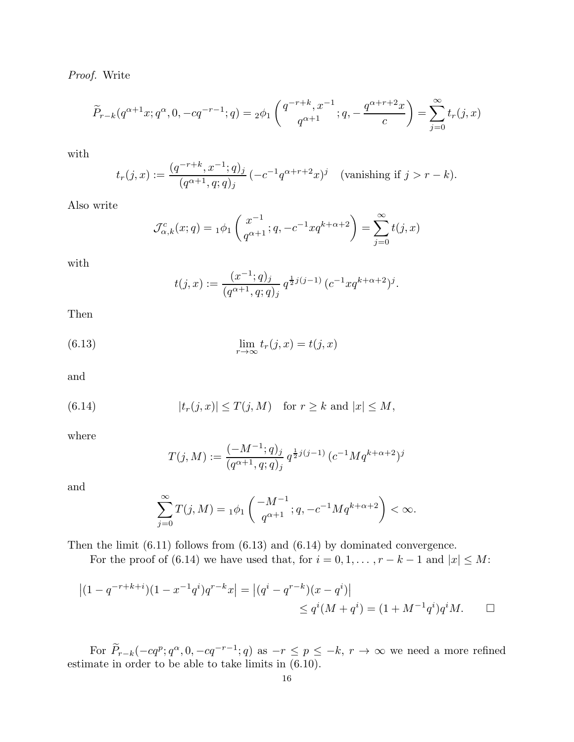*Proof.* Write

$$\widetilde{P}_{r-k}(q^{\alpha+1}x;q^\alpha,0,-cq^{-r-1};q) = {}_2\phi_1\left(\begin{matrix} q^{-r+k}, x^{-1} \\ q^{\alpha+1}\end{matrix};q,-\frac{q^{\alpha+r+2}x}{c}\right) = \sum_{j=0}^{\infty} t_r(j,x)$$

with

$$t_r(j,x) := \frac{(q^{-r+k},x^{-1};q)_j}{(q^{\alpha+1},q;q)_j}\,(-c^{-1}q^{\alpha+r+2}x)^j \quad \text{(vanishing if } j>r-k).$$

Also write

$$\mathcal{J}^c_{\alpha,k}(x;q) = {}_1\phi_1\left(\begin{matrix} x^{-1} \\ q^{\alpha+1}\end{matrix};q,-c^{-1}xq^{k+\alpha+2}\right) = \sum_{j=0}^{\infty} t(j,x)$$

with

$$t(j,x) := \frac{(x^{-1};q)_j}{(q^{\alpha+1},q;q)_j}\,q^{\frac{1}{2}j(j-1)}\,(c^{-1}xq^{k+\alpha+2})^j.$$

Then

$$\lim_{r\to\infty} t_r(j,x) = t(j,x) \tag{6.13}$$

and

$$|t_r(j,x)| \le T(j,M) \quad \text{for } r\ge k \text{ and } |x|\le M, \tag{6.14}$$

where

$$T(j,M) := \frac{(-M^{-1};q)_j}{(q^{\alpha+1},q;q)_j}\,q^{\frac{1}{2}j(j-1)}\,(c^{-1}Mq^{k+\alpha+2})^j$$

and

$$\sum_{j=0}^{\infty} T(j,M) = {}_1\phi_1\left(\begin{matrix} -M^{-1} \\ q^{\alpha+1}\end{matrix};q,-c^{-1}Mq^{k+\alpha+2}\right) < \infty.$$

Then the limit (6.11) follows from (6.13) and (6.14) by dominated convergence.

For the proof of (6.14) we have used that, for $i=0,1,\ldots,r-k-1$ and $|x|\le M$:

$$\begin{aligned}\left|(1-q^{-r+k+i})(1-x^{-1}q^i)q^{r-k}x\right| &= \left|(q^i-q^{r-k})(x-q^i)\right| \\ &\le q^i(M+q^i) = (1+M^{-1}q^i)q^iM. \qquad \square\end{aligned}$$

For $\widetilde{P}_{r-k}(-cq^p;q^\alpha,0,-cq^{-r-1};q)$ as $-r\le p\le -k$, $r\to\infty$ we need a more refined estimate in order to be able to take limits in (6.10).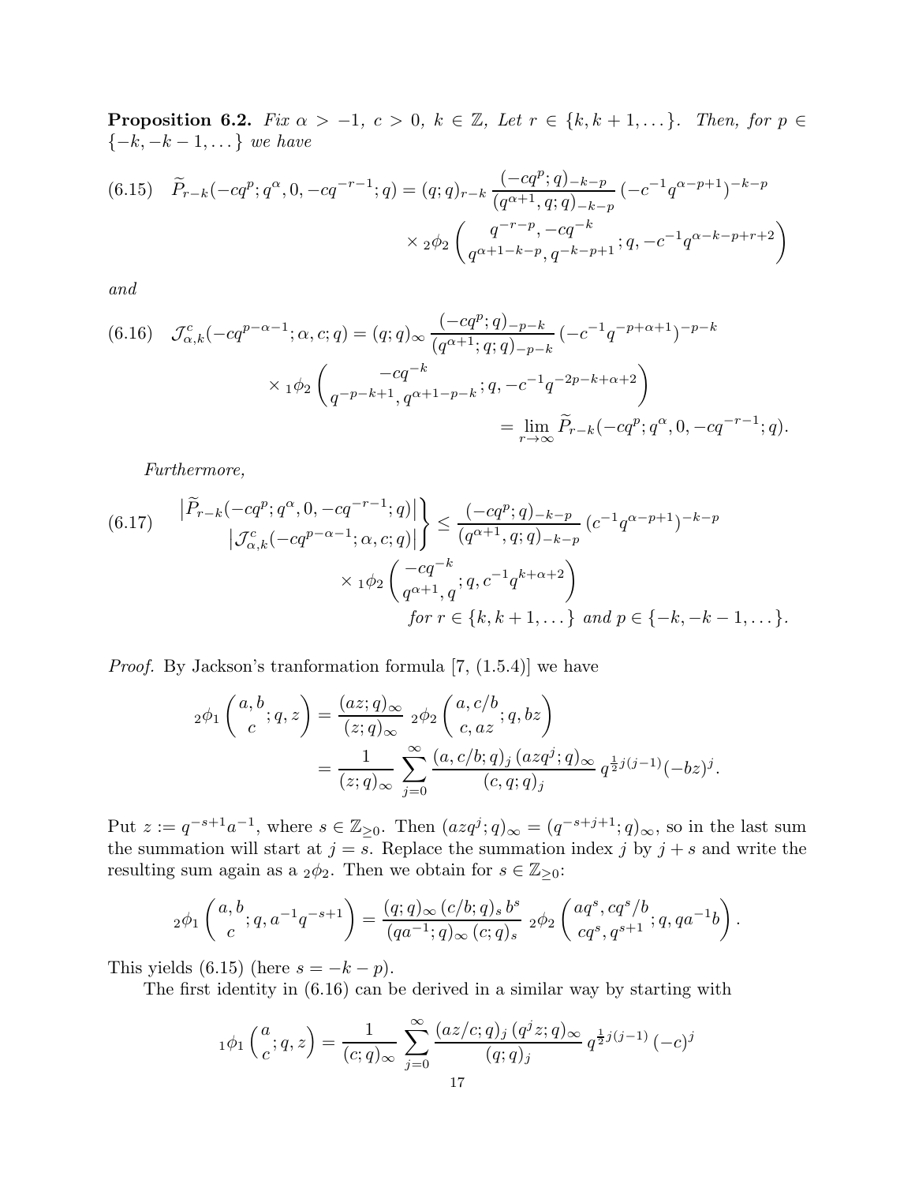**Proposition 6.2.** *Fix $\alpha > -1$, $c > 0$, $k \in \mathbb{Z}$, Let $r \in \{k, k+1, \dots\}$. Then, for $p \in \{-k, -k-1, \dots\}$ we have*

$$
\begin{aligned}
(6.15)\quad \widetilde{P}_{r-k}(-cq^p; q^\alpha, 0, -cq^{-r-1}; q) = (q;q)_{r-k}\, \frac{(-cq^p;q)_{-k-p}}{(q^{\alpha+1}, q; q)_{-k-p}}\, (-c^{-1}q^{\alpha-p+1})^{-k-p} \\
\times {}_2\phi_2\left( \begin{matrix} q^{-r-p}, -cq^{-k} \\ q^{\alpha+1-k-p}, q^{-k-p+1} \end{matrix}; q, -c^{-1}q^{\alpha-k-p+r+2} \right)
\end{aligned}
$$

*and*

$$
\begin{aligned}
(6.16)\quad \mathcal{J}^c_{\alpha,k}(-cq^{p-\alpha-1}; \alpha, c; q) = (q;q)_\infty\, \frac{(-cq^p;q)_{-p-k}}{(q^{\alpha+1};q;q)_{-p-k}}\, (-c^{-1}q^{-p+\alpha+1})^{-p-k} \\
\times {}_1\phi_2\left( \begin{matrix} -cq^{-k} \\ q^{-p-k+1}, q^{\alpha+1-p-k} \end{matrix}; q, -c^{-1}q^{-2p-k+\alpha+2} \right) \\
= \lim_{r\to\infty} \widetilde{P}_{r-k}(-cq^p; q^\alpha, 0, -cq^{-r-1}; q).
\end{aligned}
$$

*Furthermore,*

$$
\begin{aligned}
(6.17)\quad \left.\begin{matrix} \left|\widetilde{P}_{r-k}(-cq^p; q^\alpha, 0, -cq^{-r-1}; q)\right| \\ \left|\mathcal{J}^c_{\alpha,k}(-cq^{p-\alpha-1}; \alpha, c; q)\right| \end{matrix}\right\} \le \frac{(-cq^p;q)_{-k-p}}{(q^{\alpha+1}, q; q)_{-k-p}}\, (c^{-1}q^{\alpha-p+1})^{-k-p} \\
\times {}_1\phi_2\left( \begin{matrix} -cq^{-k} \\ q^{\alpha+1}, q \end{matrix}; q, c^{-1}q^{k+\alpha+2} \right) \\
\text{for } r \in \{k, k+1, \dots\} \text{ and } p \in \{-k, -k-1, \dots\}.
\end{aligned}
$$

*Proof.* By Jackson's tranformation formula [7, (1.5.4)] we have

$$
\begin{aligned}
{}_2\phi_1\left( \begin{matrix} a, b \\ c \end{matrix}; q, z \right) &= \frac{(az;q)_\infty}{(z;q)_\infty}\ {}_2\phi_2\left( \begin{matrix} a, c/b \\ c, az \end{matrix}; q, bz \right) \\
&= \frac{1}{(z;q)_\infty} \sum_{j=0}^\infty \frac{(a, c/b; q)_j\, (azq^j;q)_\infty}{(c, q; q)_j}\, q^{\frac{1}{2}j(j-1)}(-bz)^j.
\end{aligned}
$$

Put $z := q^{-s+1}a^{-1}$, where $s \in \mathbb{Z}_{\ge 0}$. Then $(azq^j;q)_\infty = (q^{-s+j+1};q)_\infty$, so in the last sum the summation will start at $j = s$. Replace the summation index $j$ by $j + s$ and write the resulting sum again as a ${}_2\phi_2$. Then we obtain for $s \in \mathbb{Z}_{\ge 0}$:

$$
{}_2\phi_1\left( \begin{matrix} a, b \\ c \end{matrix}; q, a^{-1}q^{-s+1} \right) = \frac{(q;q)_\infty\, (c/b;q)_s\, b^s}{(qa^{-1};q)_\infty\, (c;q)_s}\ {}_2\phi_2\left( \begin{matrix} aq^s, cq^s/b \\ cq^s, q^{s+1} \end{matrix}; q, qa^{-1}b \right).
$$

This yields (6.15) (here $s = -k - p$).

The first identity in (6.16) can be derived in a similar way by starting with

$$
{}_1\phi_1\left( \begin{matrix} a \\ c \end{matrix}; q, z \right) = \frac{1}{(c;q)_\infty} \sum_{j=0}^\infty \frac{(az/c;q)_j\, (q^j z;q)_\infty}{(q;q)_j}\, q^{\frac{1}{2}j(j-1)}\, (-c)^j
$$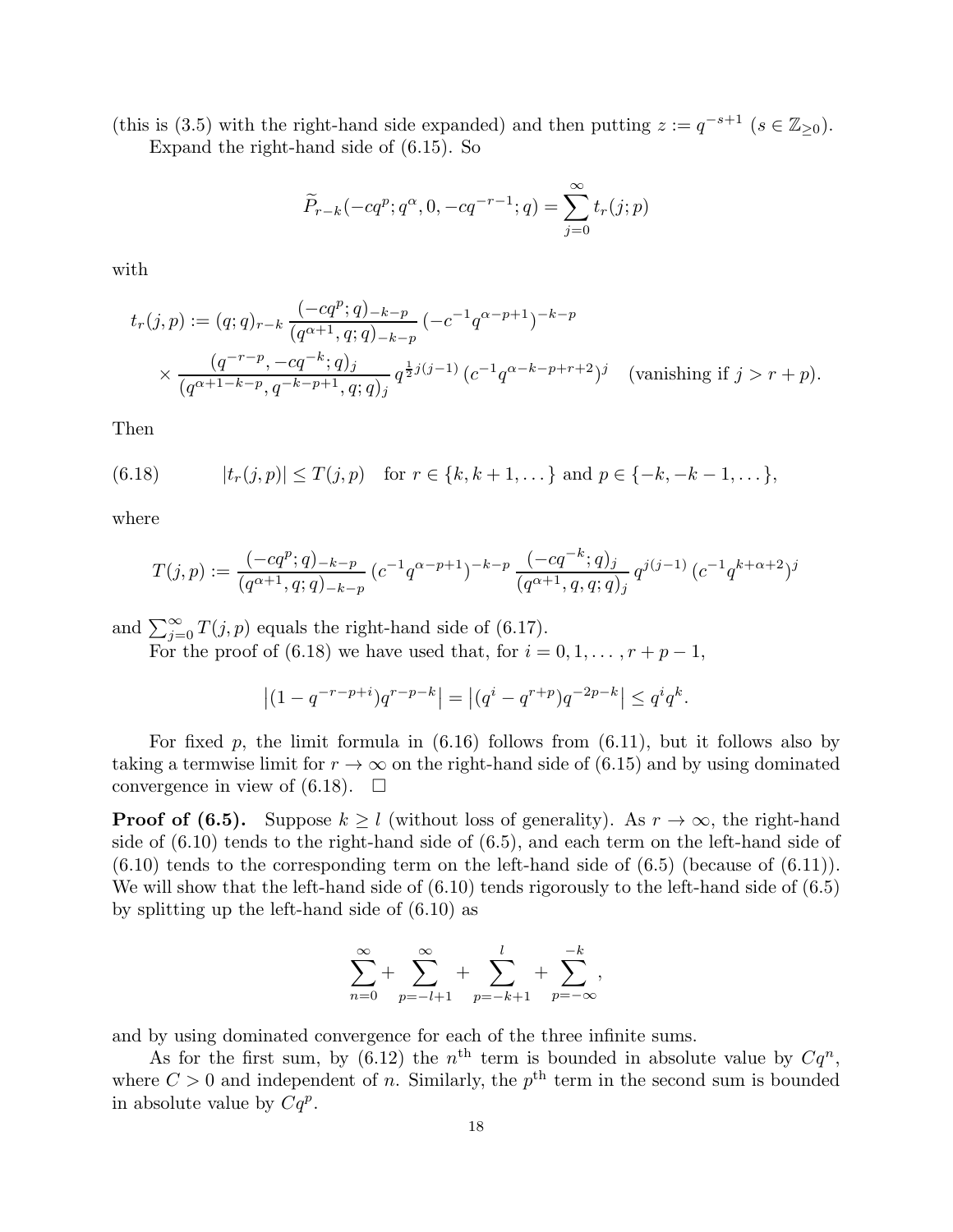(this is (3.5) with the right-hand side expanded) and then putting $z := q^{-s+1}$ ($s \in \mathbb{Z}_{\ge 0}$).

Expand the right-hand side of (6.15). So

$$\widetilde{P}_{r-k}(-cq^p; q^\alpha, 0, -cq^{-r-1}; q) = \sum_{j=0}^{\infty} t_r(j;p)$$

with

$$\begin{aligned} t_r(j,p) &:= (q;q)_{r-k} \, \frac{(-cq^p;q)_{-k-p}}{(q^{\alpha+1},q;q)_{-k-p}} \, (-c^{-1}q^{\alpha-p+1})^{-k-p} \\ &\times \frac{(q^{-r-p}, -cq^{-k};q)_j}{(q^{\alpha+1-k-p}, q^{-k-p+1}, q;q)_j} \, q^{\frac{1}{2}j(j-1)} \, (c^{-1}q^{\alpha-k-p+r+2})^j \quad \text{(vanishing if } j > r+p\text{)}. \end{aligned}$$

Then

$$|t_r(j,p)| \le T(j,p) \quad \text{for } r \in \{k, k+1, \dots\} \text{ and } p \in \{-k, -k-1, \dots\}, \tag{6.18}$$

where

$$T(j,p) := \frac{(-cq^p;q)_{-k-p}}{(q^{\alpha+1},q;q)_{-k-p}} \, (c^{-1}q^{\alpha-p+1})^{-k-p} \, \frac{(-cq^{-k};q)_j}{(q^{\alpha+1},q,q;q)_j} \, q^{j(j-1)} \, (c^{-1}q^{k+\alpha+2})^j$$

and $\sum_{j=0}^{\infty} T(j,p)$ equals the right-hand side of (6.17).

For the proof of (6.18) we have used that, for $i = 0, 1, \dots, r+p-1$,

$$\left|(1 - q^{-r-p+i})q^{r-p-k}\right| = \left|(q^i - q^{r+p})q^{-2p-k}\right| \le q^i q^k.$$

For fixed $p$, the limit formula in (6.16) follows from (6.11), but it follows also by taking a termwise limit for $r \to \infty$ on the right-hand side of (6.15) and by using dominated convergence in view of (6.18). $\square$

**Proof of (6.5).** Suppose $k \ge l$ (without loss of generality). As $r \to \infty$, the right-hand side of (6.10) tends to the right-hand side of (6.5), and each term on the left-hand side of (6.10) tends to the corresponding term on the left-hand side of (6.5) (because of (6.11)). We will show that the left-hand side of (6.10) tends rigorously to the left-hand side of (6.5) by splitting up the left-hand side of (6.10) as

$$\sum_{n=0}^{\infty} + \sum_{p=-l+1}^{\infty} + \sum_{p=-k+1}^{l} + \sum_{p=-\infty}^{-k},$$

and by using dominated convergence for each of the three infinite sums.

As for the first sum, by (6.12) the $n^{\text{th}}$ term is bounded in absolute value by $Cq^n$, where $C > 0$ and independent of $n$. Similarly, the $p^{\text{th}}$ term in the second sum is bounded in absolute value by $Cq^p$.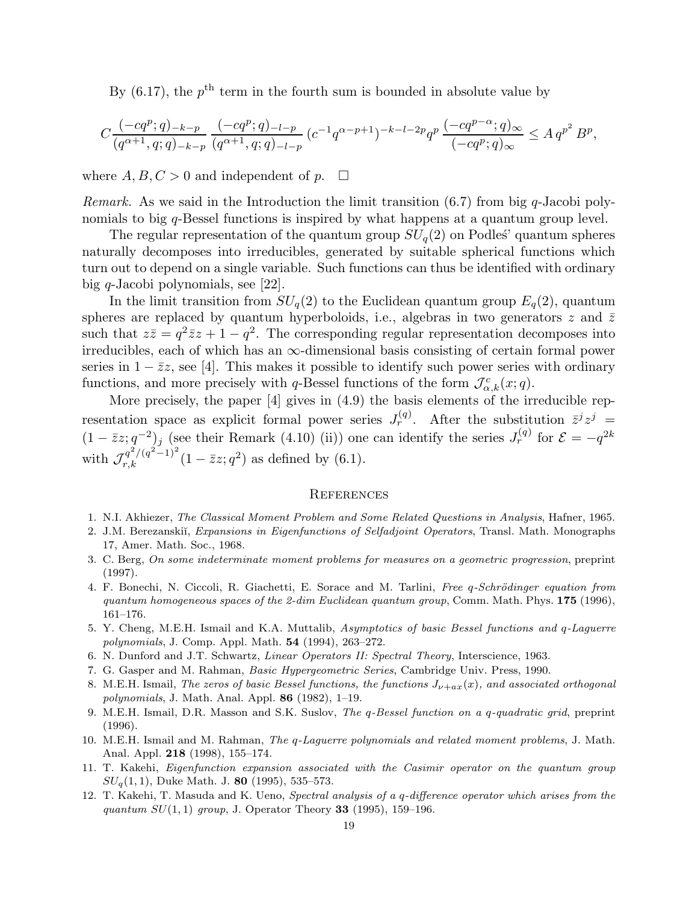By (6.17), the $p^{\text{th}}$ term in the fourth sum is bounded in absolute value by

$$C\frac{(-cq^p;q)_{-k-p}}{(q^{\alpha+1},q;q)_{-k-p}}\,\frac{(-cq^p;q)_{-l-p}}{(q^{\alpha+1},q;q)_{-l-p}}\,(c^{-1}q^{\alpha-p+1})^{-k-l-2p}q^p\,\frac{(-cq^{p-\alpha};q)_\infty}{(-cq^p;q)_\infty}\le A\,q^{p^2}\,B^p,$$

where $A,B,C>0$ and independent of $p$. $\square$

*Remark.* As we said in the Introduction the limit transition (6.7) from big $q$-Jacobi polynomials to big $q$-Bessel functions is inspired by what happens at a quantum group level.

The regular representation of the quantum group $SU_q(2)$ on Podleś' quantum spheres naturally decomposes into irreducibles, generated by suitable spherical functions which turn out to depend on a single variable. Such functions can thus be identified with ordinary big $q$-Jacobi polynomials, see [22].

In the limit transition from $SU_q(2)$ to the Euclidean quantum group $E_q(2)$, quantum spheres are replaced by quantum hyperboloids, i.e., algebras in two generators $z$ and $\bar{z}$ such that $z\bar{z}=q^2\bar{z}z+1-q^2$. The corresponding regular representation decomposes into irreducibles, each of which has an $\infty$-dimensional basis consisting of certain formal power series in $1-\bar{z}z$, see [4]. This makes it possible to identify such power series with ordinary functions, and more precisely with $q$-Bessel functions of the form $\mathcal{J}^c_{\alpha,k}(x;q)$.

More precisely, the paper [4] gives in (4.9) the basis elements of the irreducible representation space as explicit formal power series $J_r^{(q)}$. After the substitution $\bar{z}^j z^j = (1-\bar{z}z;q^{-2})_j$ (see their Remark (4.10) (ii)) one can identify the series $J_r^{(q)}$ for $\mathcal{E}=-q^{2k}$ with $\mathcal{J}^{q^2/(q^2-1)^2}_{r,k}(1-\bar{z}z;q^2)$ as defined by (6.1).

## References

1. N.I. Akhiezer, *The Classical Moment Problem and Some Related Questions in Analysis*, Hafner, 1965.
2. J.M. Berezanskiĭ, *Expansions in Eigenfunctions of Selfadjoint Operators*, Transl. Math. Monographs 17, Amer. Math. Soc., 1968.
3. C. Berg, *On some indeterminate moment problems for measures on a geometric progression*, preprint (1997).
4. F. Bonechi, N. Ciccoli, R. Giachetti, E. Sorace and M. Tarlini, *Free q-Schrödinger equation from quantum homogeneous spaces of the 2-dim Euclidean quantum group*, Comm. Math. Phys. **175** (1996), 161–176.
5. Y. Cheng, M.E.H. Ismail and K.A. Muttalib, *Asymptotics of basic Bessel functions and q-Laguerre polynomials*, J. Comp. Appl. Math. **54** (1994), 263–272.
6. N. Dunford and J.T. Schwartz, *Linear Operators II: Spectral Theory*, Interscience, 1963.
7. G. Gasper and M. Rahman, *Basic Hypergeometric Series*, Cambridge Univ. Press, 1990.
8. M.E.H. Ismail, *The zeros of basic Bessel functions, the functions $J_{\nu+ax}(x)$, and associated orthogonal polynomials*, J. Math. Anal. Appl. **86** (1982), 1–19.
9. M.E.H. Ismail, D.R. Masson and S.K. Suslov, *The q-Bessel function on a q-quadratic grid*, preprint (1996).
10. M.E.H. Ismail and M. Rahman, *The q-Laguerre polynomials and related moment problems*, J. Math. Anal. Appl. **218** (1998), 155–174.
11. T. Kakehi, *Eigenfunction expansion associated with the Casimir operator on the quantum group $SU_q(1,1)$*, Duke Math. J. **80** (1995), 535–573.
12. T. Kakehi, T. Masuda and K. Ueno, *Spectral analysis of a q-difference operator which arises from the quantum $SU(1,1)$ group*, J. Operator Theory **33** (1995), 159–196.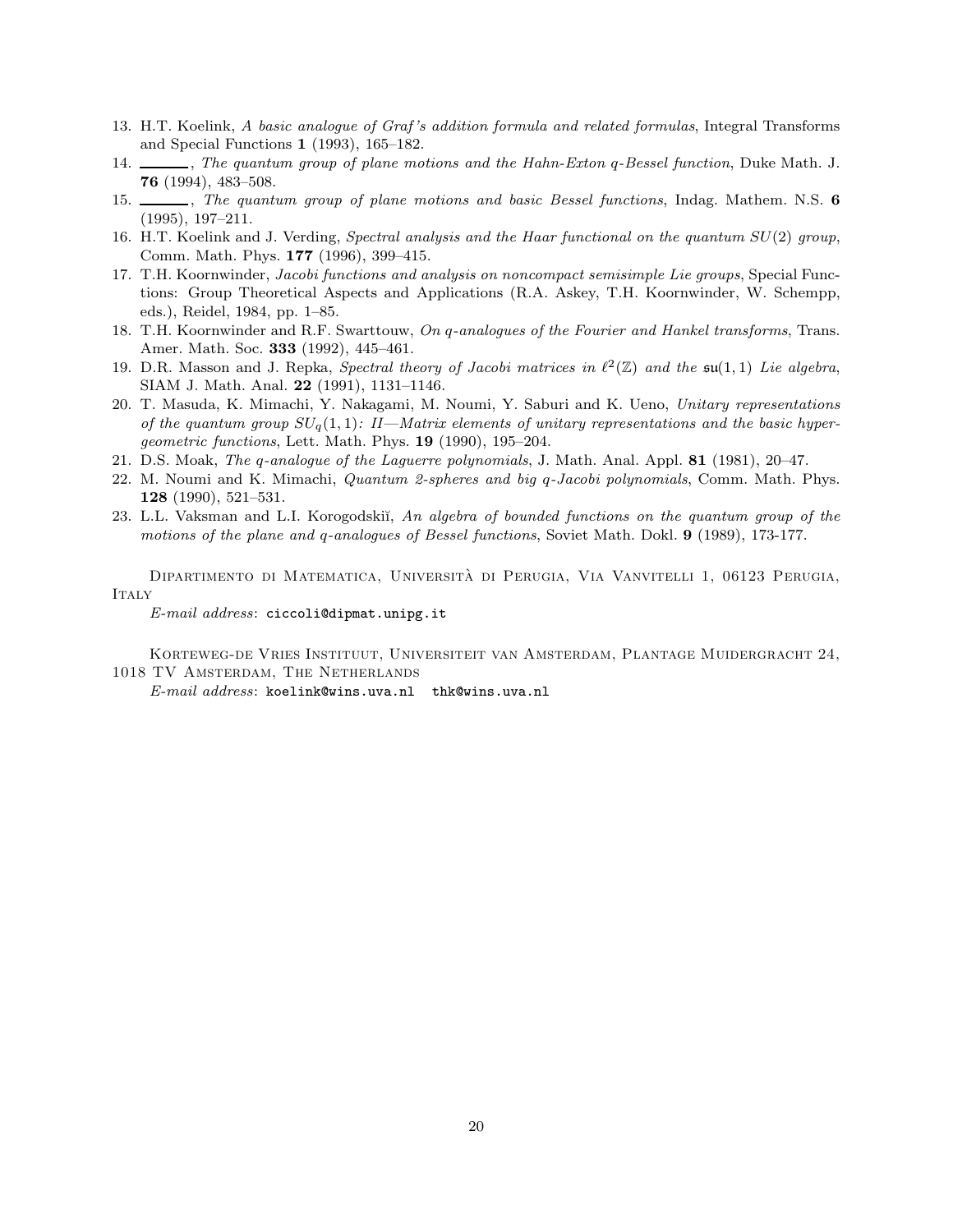13. H.T. Koelink, *A basic analogue of Graf's addition formula and related formulas*, Integral Transforms and Special Functions **1** (1993), 165–182.
14. ______, *The quantum group of plane motions and the Hahn-Exton q-Bessel function*, Duke Math. J. **76** (1994), 483–508.
15. ______, *The quantum group of plane motions and basic Bessel functions*, Indag. Mathem. N.S. **6** (1995), 197–211.
16. H.T. Koelink and J. Verding, *Spectral analysis and the Haar functional on the quantum $SU(2)$ group*, Comm. Math. Phys. **177** (1996), 399–415.
17. T.H. Koornwinder, *Jacobi functions and analysis on noncompact semisimple Lie groups*, Special Functions: Group Theoretical Aspects and Applications (R.A. Askey, T.H. Koornwinder, W. Schempp, eds.), Reidel, 1984, pp. 1–85.
18. T.H. Koornwinder and R.F. Swarttouw, *On q-analogues of the Fourier and Hankel transforms*, Trans. Amer. Math. Soc. **333** (1992), 445–461.
19. D.R. Masson and J. Repka, *Spectral theory of Jacobi matrices in $\ell^2(\mathbb{Z})$ and the $\mathfrak{su}(1,1)$ Lie algebra*, SIAM J. Math. Anal. **22** (1991), 1131–1146.
20. T. Masuda, K. Mimachi, Y. Nakagami, M. Noumi, Y. Saburi and K. Ueno, *Unitary representations of the quantum group $SU_q(1,1)$: II—Matrix elements of unitary representations and the basic hypergeometric functions*, Lett. Math. Phys. **19** (1990), 195–204.
21. D.S. Moak, *The q-analogue of the Laguerre polynomials*, J. Math. Anal. Appl. **81** (1981), 20–47.
22. M. Noumi and K. Mimachi, *Quantum 2-spheres and big q-Jacobi polynomials*, Comm. Math. Phys. **128** (1990), 521–531.
23. L.L. Vaksman and L.I. Korogodskiĭ, *An algebra of bounded functions on the quantum group of the motions of the plane and q-analogues of Bessel functions*, Soviet Math. Dokl. **9** (1989), 173-177.

Dipartimento di Matematica, Università di Perugia, Via Vanvitelli 1, 06123 Perugia, Italy

*E-mail address*: ciccoli@dipmat.unipg.it

Korteweg-de Vries Instituut, Universiteit van Amsterdam, Plantage Muidergracht 24, 1018 TV Amsterdam, The Netherlands

*E-mail address*: koelink@wins.uva.nl thk@wins.uva.nl